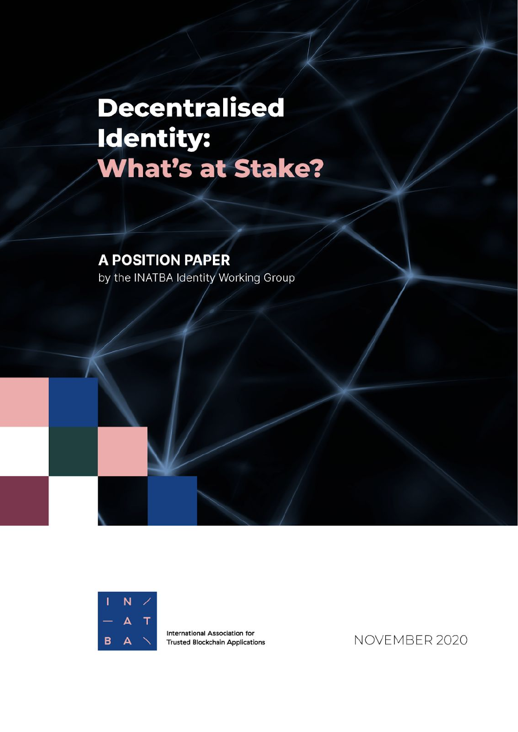# Decentralised Identity: What's at Stake?

## A POSITION PAPER

by the INATBA Identity Working Group

INATBA

International Association for Trusted Blockchain Applications

NOVEMBER 2020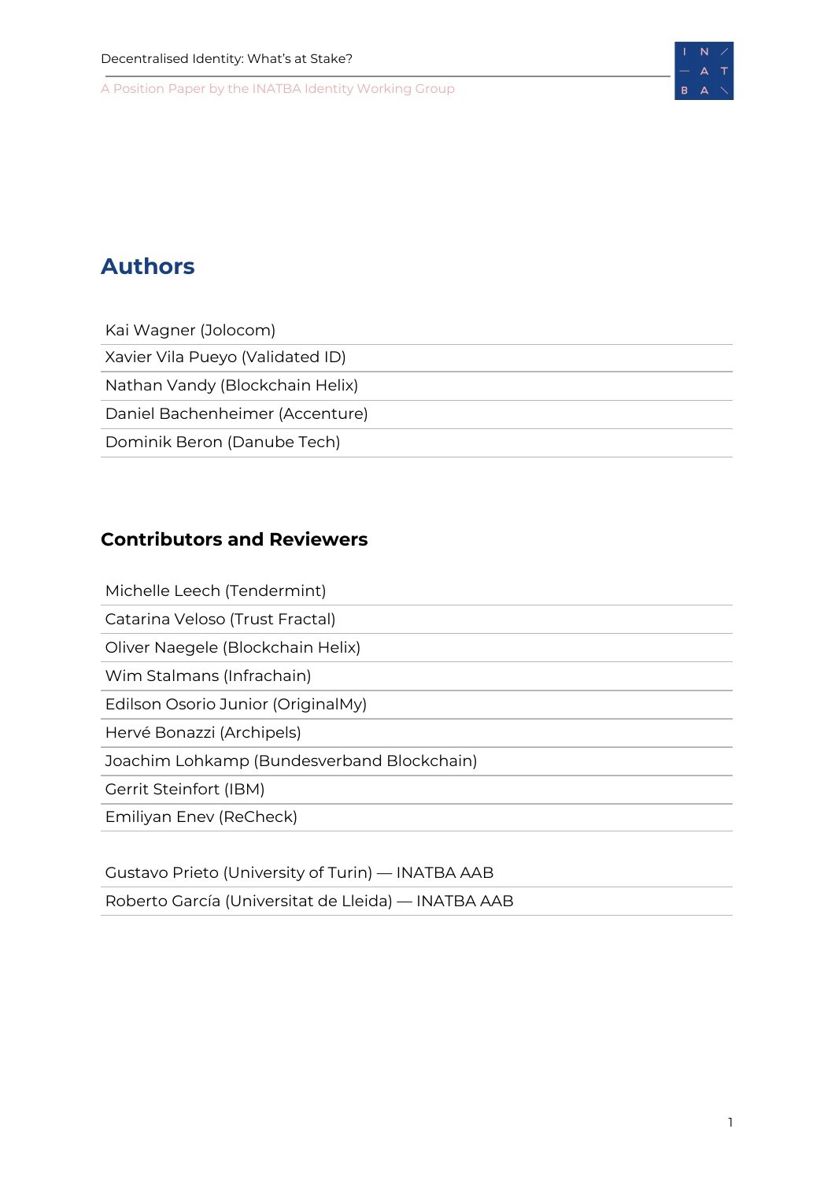## Authors

Kai Wagner (Jolocom)

Xavier Vila Pueyo (Validated ID)

Nathan Vandy (Blockchain Helix)

Daniel Bachenheimer (Accenture)

Dominik Beron (Danube Tech)

### Contributors and Reviewers

Michelle Leech (Tendermint)

Catarina Veloso (Trust Fractal)

Oliver Naegele (Blockchain Helix)

Wim Stalmans (Infrachain)

Edilson Osorio Junior (OriginalMy)

Hervé Bonazzi (Archipels)

Joachim Lohkamp (Bundesverband Blockchain)

Gerrit Steinfort (IBM)

Emiliyan Enev (ReCheck)

Gustavo Prieto (University of Turin) — INATBA AAB

Roberto García (Universitat de Lleida) — INATBA AAB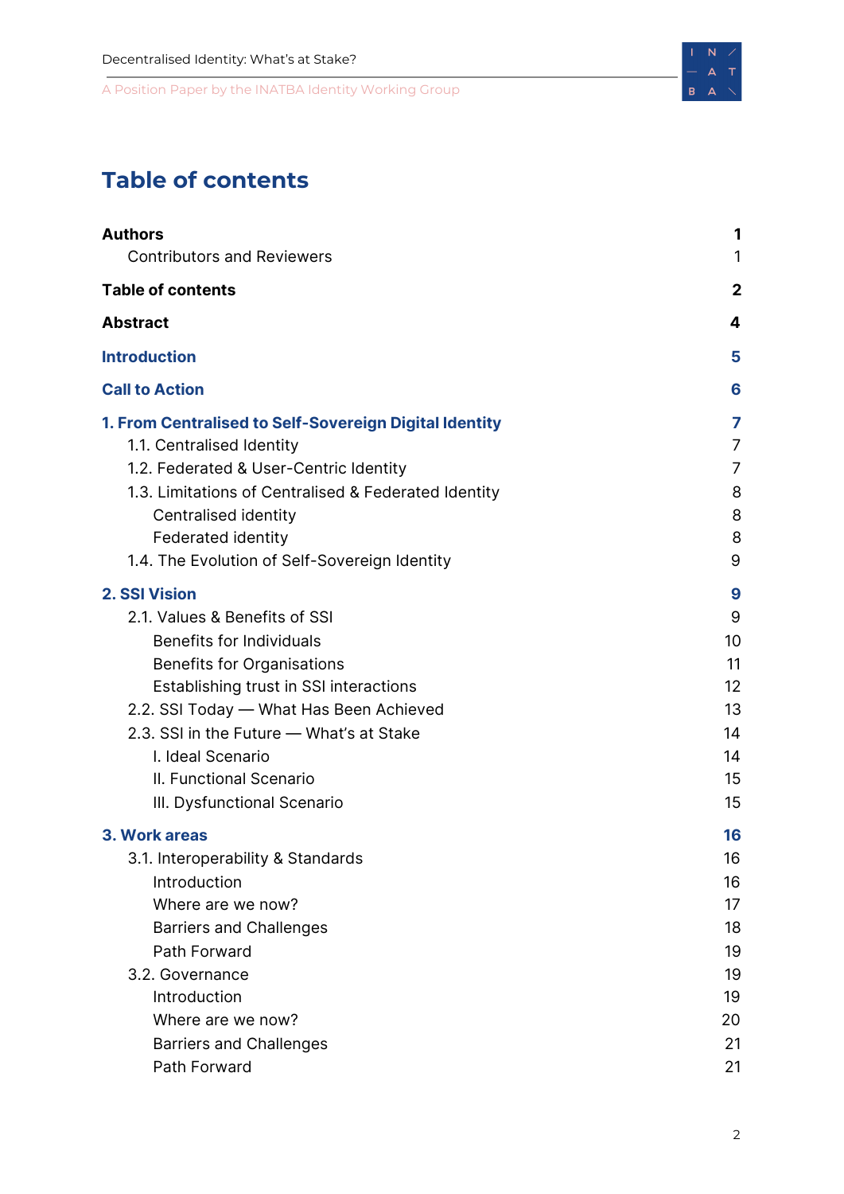# Table of contents

| | |
|---|---|
| **Authors** | **1** |
| Contributors and Reviewers | 1 |
| **Table of contents** | **2** |
| **Abstract** | **4** |
| **Introduction** | **5** |
| **Call to Action** | **6** |
| **1. From Centralised to Self-Sovereign Digital Identity** | **7** |
| 1.1. Centralised Identity | 7 |
| 1.2. Federated & User-Centric Identity | 7 |
| 1.3. Limitations of Centralised & Federated Identity | 8 |
| Centralised identity | 8 |
| Federated identity | 8 |
| 1.4. The Evolution of Self-Sovereign Identity | 9 |
| **2. SSI Vision** | **9** |
| 2.1. Values & Benefits of SSI | 9 |
| Benefits for Individuals | 10 |
| Benefits for Organisations | 11 |
| Establishing trust in SSI interactions | 12 |
| 2.2. SSI Today — What Has Been Achieved | 13 |
| 2.3. SSI in the Future — What's at Stake | 14 |
| I. Ideal Scenario | 14 |
| II. Functional Scenario | 15 |
| III. Dysfunctional Scenario | 15 |
| **3. Work areas** | **16** |
| 3.1. Interoperability & Standards | 16 |
| Introduction | 16 |
| Where are we now? | 17 |
| Barriers and Challenges | 18 |
| Path Forward | 19 |
| 3.2. Governance | 19 |
| Introduction | 19 |
| Where are we now? | 20 |
| Barriers and Challenges | 21 |
| Path Forward | 21 |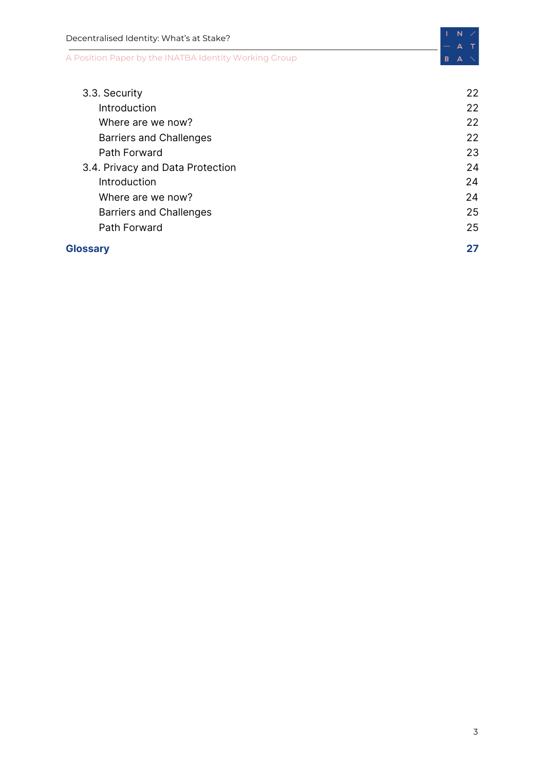| | |
|---|---|
| 3.3. Security | 22 |
| Introduction | 22 |
| Where are we now? | 22 |
| Barriers and Challenges | 22 |
| Path Forward | 23 |
| 3.4. Privacy and Data Protection | 24 |
| Introduction | 24 |
| Where are we now? | 24 |
| Barriers and Challenges | 25 |
| Path Forward | 25 |
| **Glossary** | **27** |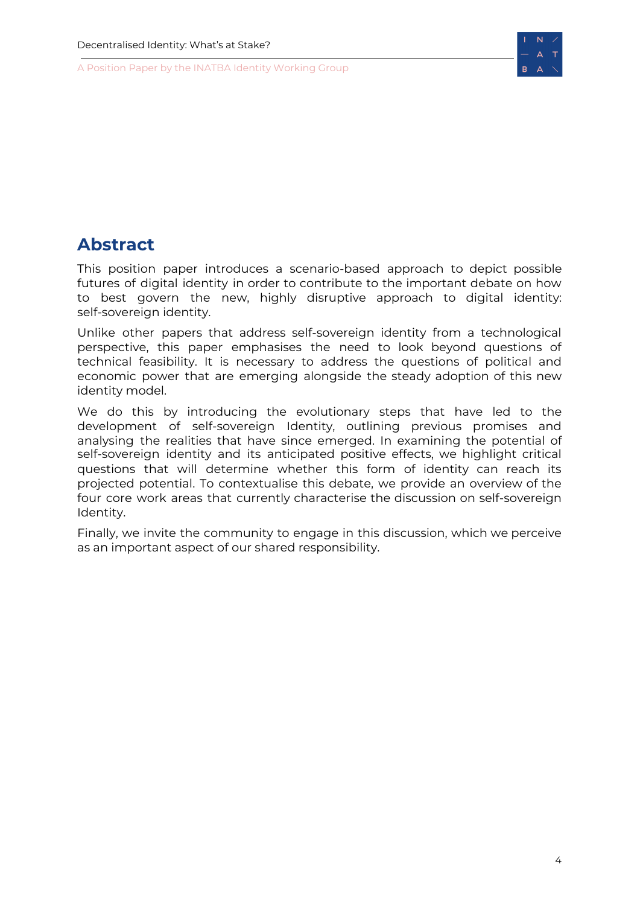## Abstract

This position paper introduces a scenario-based approach to depict possible futures of digital identity in order to contribute to the important debate on how to best govern the new, highly disruptive approach to digital identity: self-sovereign identity.

Unlike other papers that address self-sovereign identity from a technological perspective, this paper emphasises the need to look beyond questions of technical feasibility. It is necessary to address the questions of political and economic power that are emerging alongside the steady adoption of this new identity model.

We do this by introducing the evolutionary steps that have led to the development of self-sovereign Identity, outlining previous promises and analysing the realities that have since emerged. In examining the potential of self-sovereign identity and its anticipated positive effects, we highlight critical questions that will determine whether this form of identity can reach its projected potential. To contextualise this debate, we provide an overview of the four core work areas that currently characterise the discussion on self-sovereign Identity.

Finally, we invite the community to engage in this discussion, which we perceive as an important aspect of our shared responsibility.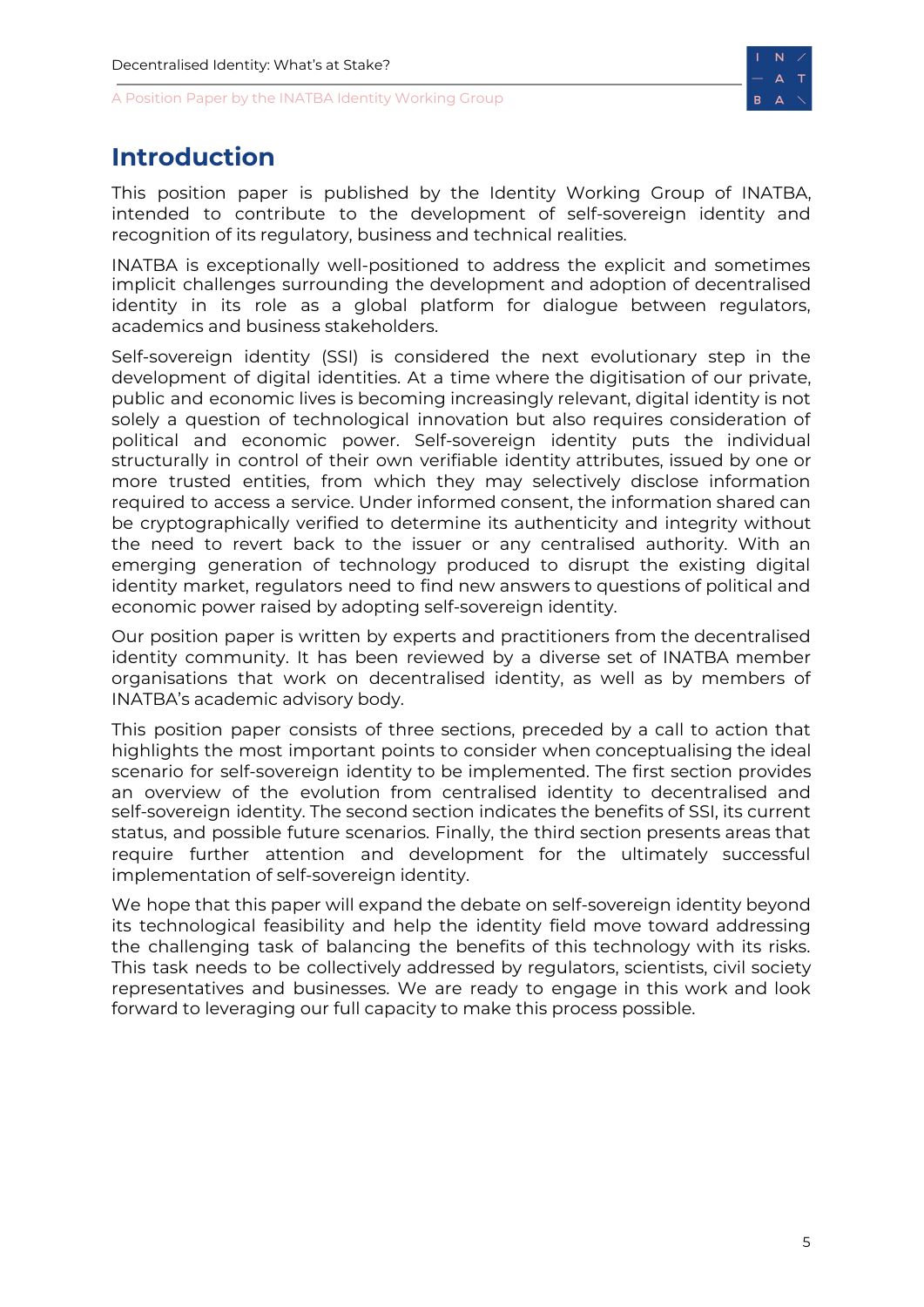# Introduction

This position paper is published by the Identity Working Group of INATBA, intended to contribute to the development of self-sovereign identity and recognition of its regulatory, business and technical realities.

INATBA is exceptionally well-positioned to address the explicit and sometimes implicit challenges surrounding the development and adoption of decentralised identity in its role as a global platform for dialogue between regulators, academics and business stakeholders.

Self-sovereign identity (SSI) is considered the next evolutionary step in the development of digital identities. At a time where the digitisation of our private, public and economic lives is becoming increasingly relevant, digital identity is not solely a question of technological innovation but also requires consideration of political and economic power. Self-sovereign identity puts the individual structurally in control of their own verifiable identity attributes, issued by one or more trusted entities, from which they may selectively disclose information required to access a service. Under informed consent, the information shared can be cryptographically verified to determine its authenticity and integrity without the need to revert back to the issuer or any centralised authority. With an emerging generation of technology produced to disrupt the existing digital identity market, regulators need to find new answers to questions of political and economic power raised by adopting self-sovereign identity.

Our position paper is written by experts and practitioners from the decentralised identity community. It has been reviewed by a diverse set of INATBA member organisations that work on decentralised identity, as well as by members of INATBA's academic advisory body.

This position paper consists of three sections, preceded by a call to action that highlights the most important points to consider when conceptualising the ideal scenario for self-sovereign identity to be implemented. The first section provides an overview of the evolution from centralised identity to decentralised and self-sovereign identity. The second section indicates the benefits of SSI, its current status, and possible future scenarios. Finally, the third section presents areas that require further attention and development for the ultimately successful implementation of self-sovereign identity.

We hope that this paper will expand the debate on self-sovereign identity beyond its technological feasibility and help the identity field move toward addressing the challenging task of balancing the benefits of this technology with its risks. This task needs to be collectively addressed by regulators, scientists, civil society representatives and businesses. We are ready to engage in this work and look forward to leveraging our full capacity to make this process possible.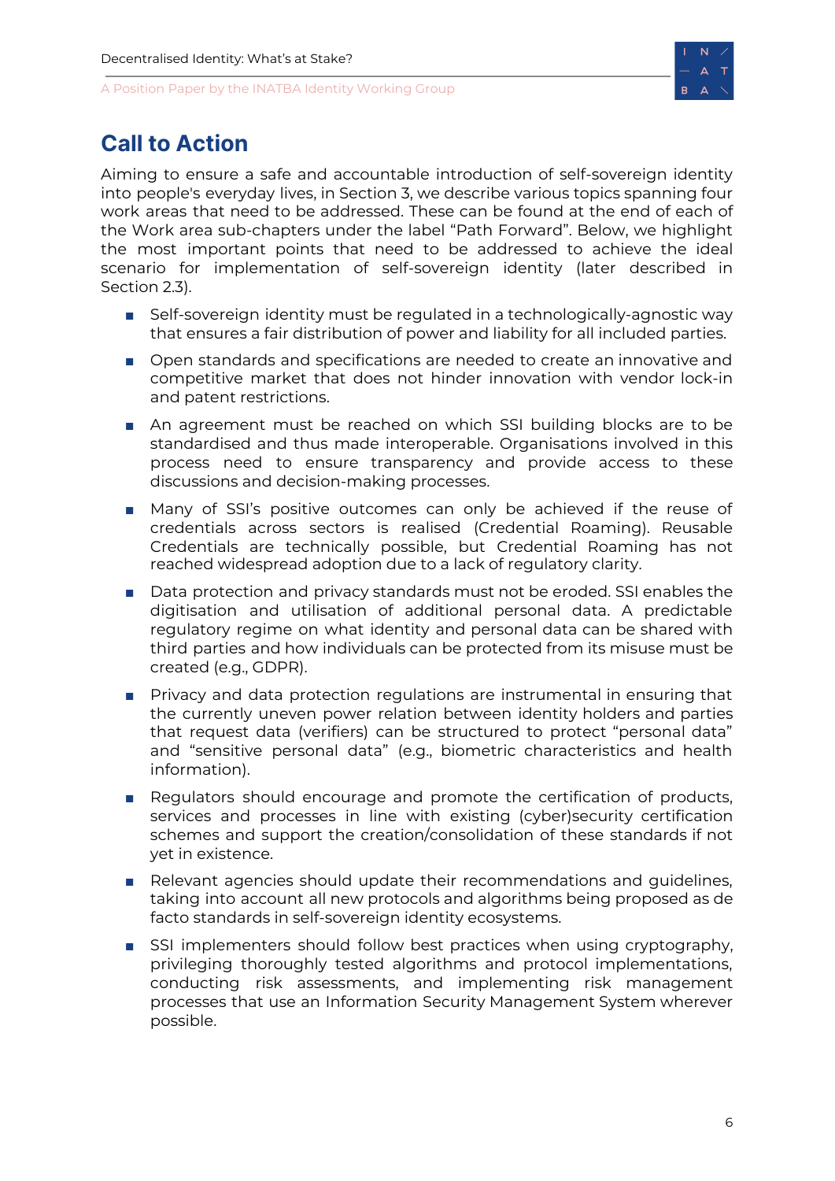## Call to Action

Aiming to ensure a safe and accountable introduction of self-sovereign identity into people's everyday lives, in Section 3, we describe various topics spanning four work areas that need to be addressed. These can be found at the end of each of the Work area sub-chapters under the label "Path Forward". Below, we highlight the most important points that need to be addressed to achieve the ideal scenario for implementation of self-sovereign identity (later described in Section 2.3).

- Self-sovereign identity must be regulated in a technologically-agnostic way that ensures a fair distribution of power and liability for all included parties.
- Open standards and specifications are needed to create an innovative and competitive market that does not hinder innovation with vendor lock-in and patent restrictions.
- An agreement must be reached on which SSI building blocks are to be standardised and thus made interoperable. Organisations involved in this process need to ensure transparency and provide access to these discussions and decision-making processes.
- Many of SSI's positive outcomes can only be achieved if the reuse of credentials across sectors is realised (Credential Roaming). Reusable Credentials are technically possible, but Credential Roaming has not reached widespread adoption due to a lack of regulatory clarity.
- Data protection and privacy standards must not be eroded. SSI enables the digitisation and utilisation of additional personal data. A predictable regulatory regime on what identity and personal data can be shared with third parties and how individuals can be protected from its misuse must be created (e.g., GDPR).
- Privacy and data protection regulations are instrumental in ensuring that the currently uneven power relation between identity holders and parties that request data (verifiers) can be structured to protect "personal data" and "sensitive personal data" (e.g., biometric characteristics and health information).
- Regulators should encourage and promote the certification of products, services and processes in line with existing (cyber)security certification schemes and support the creation/consolidation of these standards if not yet in existence.
- Relevant agencies should update their recommendations and guidelines, taking into account all new protocols and algorithms being proposed as de facto standards in self-sovereign identity ecosystems.
- SSI implementers should follow best practices when using cryptography, privileging thoroughly tested algorithms and protocol implementations, conducting risk assessments, and implementing risk management processes that use an Information Security Management System wherever possible.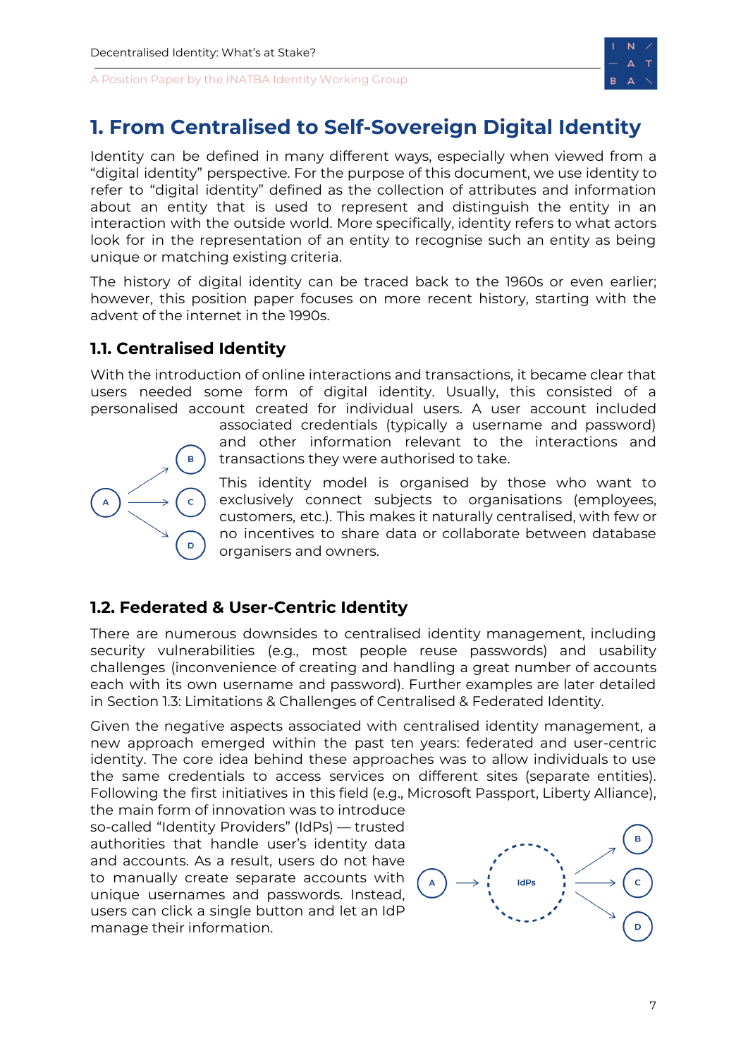# 1. From Centralised to Self-Sovereign Digital Identity

Identity can be defined in many different ways, especially when viewed from a "digital identity" perspective. For the purpose of this document, we use identity to refer to "digital identity" defined as the collection of attributes and information about an entity that is used to represent and distinguish the entity in an interaction with the outside world. More specifically, identity refers to what actors look for in the representation of an entity to recognise such an entity as being unique or matching existing criteria.

The history of digital identity can be traced back to the 1960s or even earlier; however, this position paper focuses on more recent history, starting with the advent of the internet in the 1990s.

## 1.1. Centralised Identity

With the introduction of online interactions and transactions, it became clear that users needed some form of digital identity. Usually, this consisted of a personalised account created for individual users. A user account included associated credentials (typically a username and password) and other information relevant to the interactions and transactions they were authorised to take.

This identity model is organised by those who want to exclusively connect subjects to organisations (employees, customers, etc.). This makes it naturally centralised, with few or no incentives to share data or collaborate between database organisers and owners.

## 1.2. Federated & User-Centric Identity

There are numerous downsides to centralised identity management, including security vulnerabilities (e.g., most people reuse passwords) and usability challenges (inconvenience of creating and handling a great number of accounts each with its own username and password). Further examples are later detailed in Section 1.3: Limitations & Challenges of Centralised & Federated Identity.

Given the negative aspects associated with centralised identity management, a new approach emerged within the past ten years: federated and user-centric identity. The core idea behind these approaches was to allow individuals to use the same credentials to access services on different sites (separate entities). Following the first initiatives in this field (e.g., Microsoft Passport, Liberty Alliance), the main form of innovation was to introduce so-called "Identity Providers" (IdPs) — trusted authorities that handle user's identity data and accounts. As a result, users do not have to manually create separate accounts with unique usernames and passwords. Instead, users can click a single button and let an IdP manage their information.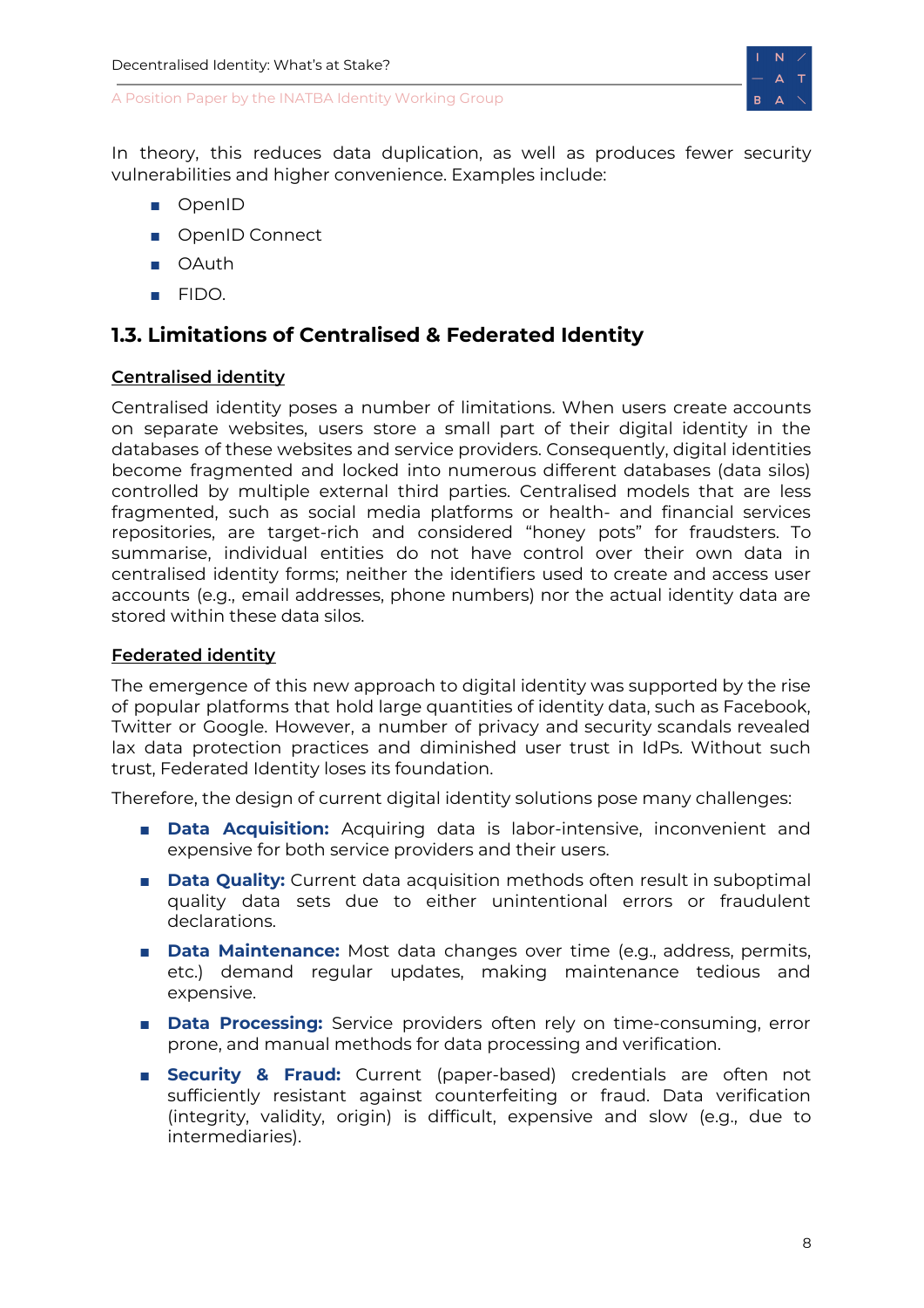In theory, this reduces data duplication, as well as produces fewer security vulnerabilities and higher convenience. Examples include:

- OpenID
- OpenID Connect
- OAuth
- FIDO.

## 1.3. Limitations of Centralised & Federated Identity

### Centralised identity

Centralised identity poses a number of limitations. When users create accounts on separate websites, users store a small part of their digital identity in the databases of these websites and service providers. Consequently, digital identities become fragmented and locked into numerous different databases (data silos) controlled by multiple external third parties. Centralised models that are less fragmented, such as social media platforms or health- and financial services repositories, are target-rich and considered "honey pots" for fraudsters. To summarise, individual entities do not have control over their own data in centralised identity forms; neither the identifiers used to create and access user accounts (e.g., email addresses, phone numbers) nor the actual identity data are stored within these data silos.

### Federated identity

The emergence of this new approach to digital identity was supported by the rise of popular platforms that hold large quantities of identity data, such as Facebook, Twitter or Google. However, a number of privacy and security scandals revealed lax data protection practices and diminished user trust in IdPs. Without such trust, Federated Identity loses its foundation.

Therefore, the design of current digital identity solutions pose many challenges:

- **Data Acquisition:** Acquiring data is labor-intensive, inconvenient and expensive for both service providers and their users.
- **Data Quality:** Current data acquisition methods often result in suboptimal quality data sets due to either unintentional errors or fraudulent declarations.
- **Data Maintenance:** Most data changes over time (e.g., address, permits, etc.) demand regular updates, making maintenance tedious and expensive.
- **Data Processing:** Service providers often rely on time-consuming, error prone, and manual methods for data processing and verification.
- **Security & Fraud:** Current (paper-based) credentials are often not sufficiently resistant against counterfeiting or fraud. Data verification (integrity, validity, origin) is difficult, expensive and slow (e.g., due to intermediaries).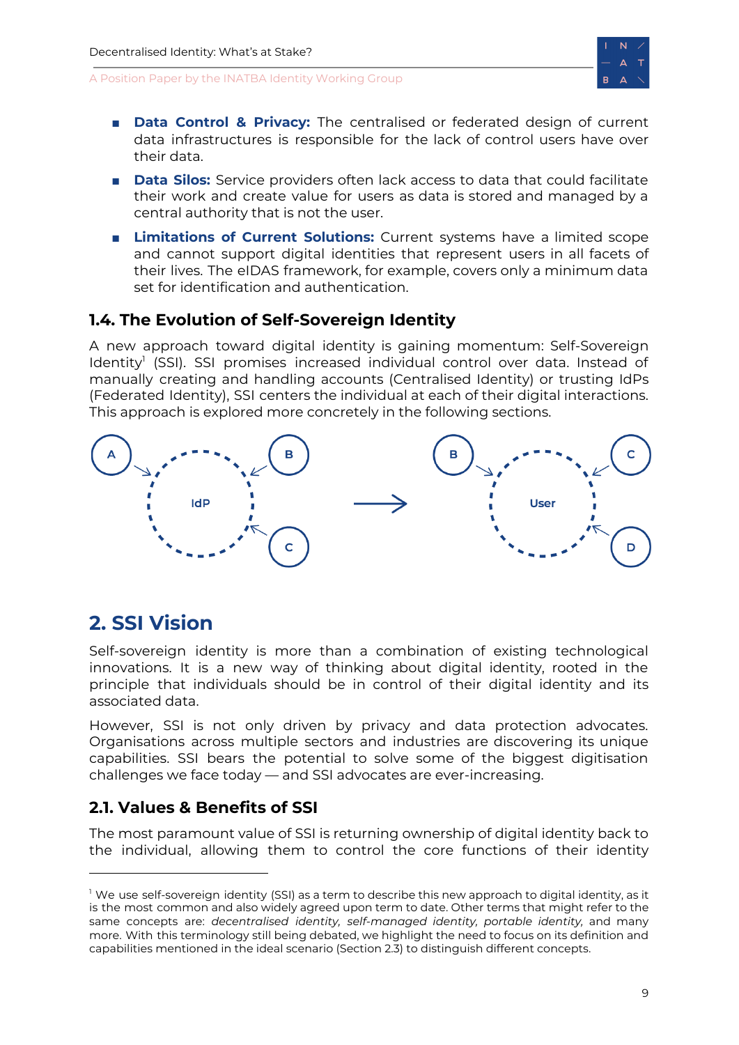- **Data Control & Privacy:** The centralised or federated design of current data infrastructures is responsible for the lack of control users have over their data.
- **Data Silos:** Service providers often lack access to data that could facilitate their work and create value for users as data is stored and managed by a central authority that is not the user.
- **Limitations of Current Solutions:** Current systems have a limited scope and cannot support digital identities that represent users in all facets of their lives. The eIDAS framework, for example, covers only a minimum data set for identification and authentication.

### 1.4. The Evolution of Self-Sovereign Identity

A new approach toward digital identity is gaining momentum: Self-Sovereign Identity[1] (SSI). SSI promises increased individual control over data. Instead of manually creating and handling accounts (Centralised Identity) or trusting IdPs (Federated Identity), SSI centers the individual at each of their digital interactions. This approach is explored more concretely in the following sections.

## 2. SSI Vision

Self-sovereign identity is more than a combination of existing technological innovations. It is a new way of thinking about digital identity, rooted in the principle that individuals should be in control of their digital identity and its associated data.

However, SSI is not only driven by privacy and data protection advocates. Organisations across multiple sectors and industries are discovering its unique capabilities. SSI bears the potential to solve some of the biggest digitisation challenges we face today — and SSI advocates are ever-increasing.

### 2.1. Values & Benefits of SSI

The most paramount value of SSI is returning ownership of digital identity back to the individual, allowing them to control the core functions of their identity

---

[1] We use self-sovereign identity (SSI) as a term to describe this new approach to digital identity, as it is the most common and also widely agreed upon term to date. Other terms that might refer to the same concepts are: *decentralised identity, self-managed identity, portable identity,* and many more. With this terminology still being debated, we highlight the need to focus on its definition and capabilities mentioned in the ideal scenario (Section 2.3) to distinguish different concepts.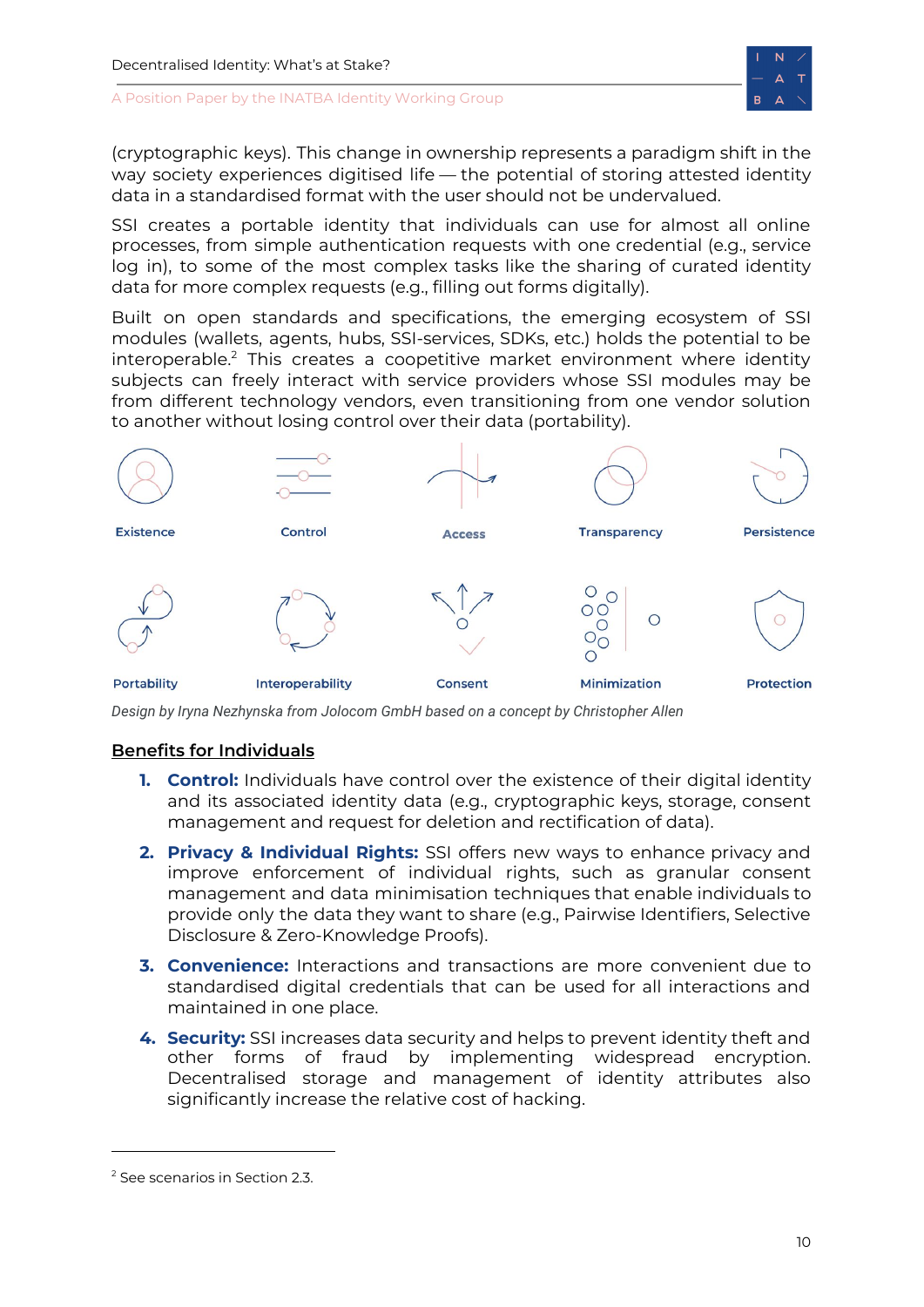(cryptographic keys). This change in ownership represents a paradigm shift in the way society experiences digitised life — the potential of storing attested identity data in a standardised format with the user should not be undervalued.

SSI creates a portable identity that individuals can use for almost all online processes, from simple authentication requests with one credential (e.g., service log in), to some of the most complex tasks like the sharing of curated identity data for more complex requests (e.g., filling out forms digitally).

Built on open standards and specifications, the emerging ecosystem of SSI modules (wallets, agents, hubs, SSI-services, SDKs, etc.) holds the potential to be interoperable.[2] This creates a coopetitive market environment where identity subjects can freely interact with service providers whose SSI modules may be from different technology vendors, even transitioning from one vendor solution to another without losing control over their data (portability).

Existence — Control — Access — Transparency — Persistence

Portability — Interoperability — Consent — Minimization — Protection

*Design by Iryna Nezhynska from Jolocom GmbH based on a concept by Christopher Allen*

## Benefits for Individuals

1. **Control:** Individuals have control over the existence of their digital identity and its associated identity data (e.g., cryptographic keys, storage, consent management and request for deletion and rectification of data).
2. **Privacy & Individual Rights:** SSI offers new ways to enhance privacy and improve enforcement of individual rights, such as granular consent management and data minimisation techniques that enable individuals to provide only the data they want to share (e.g., Pairwise Identifiers, Selective Disclosure & Zero-Knowledge Proofs).
3. **Convenience:** Interactions and transactions are more convenient due to standardised digital credentials that can be used for all interactions and maintained in one place.
4. **Security:** SSI increases data security and helps to prevent identity theft and other forms of fraud by implementing widespread encryption. Decentralised storage and management of identity attributes also significantly increase the relative cost of hacking.

---

[2] See scenarios in Section 2.3.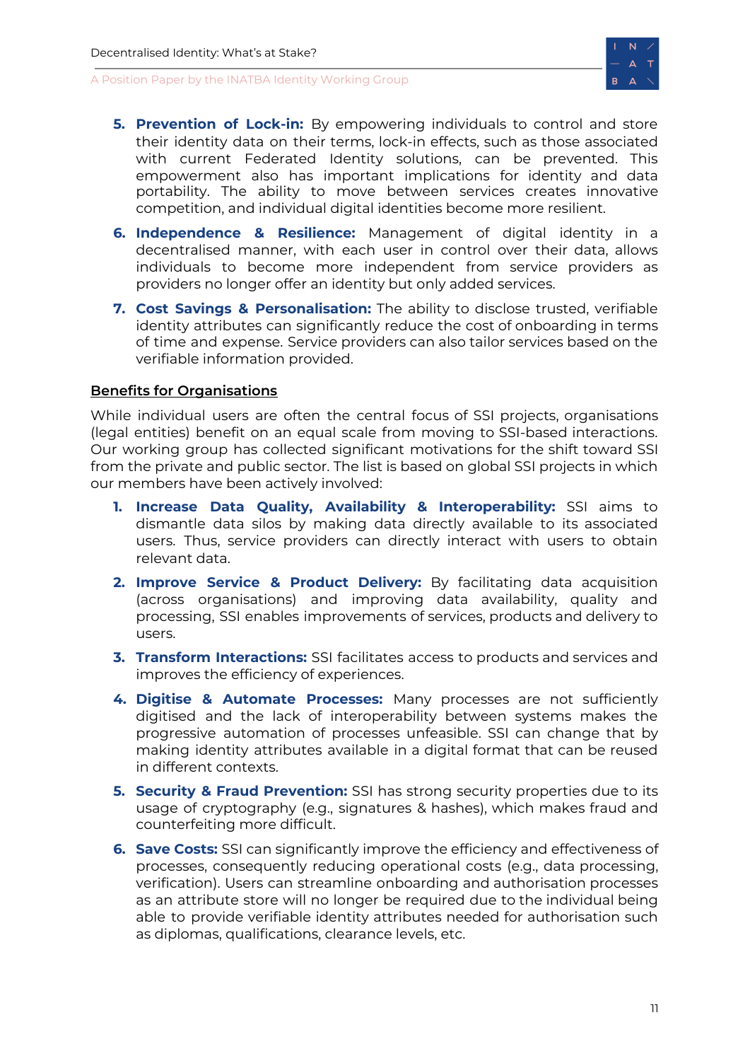5. **Prevention of Lock-in:** By empowering individuals to control and store their identity data on their terms, lock-in effects, such as those associated with current Federated Identity solutions, can be prevented. This empowerment also has important implications for identity and data portability. The ability to move between services creates innovative competition, and individual digital identities become more resilient.
6. **Independence & Resilience:** Management of digital identity in a decentralised manner, with each user in control over their data, allows individuals to become more independent from service providers as providers no longer offer an identity but only added services.
7. **Cost Savings & Personalisation:** The ability to disclose trusted, verifiable identity attributes can significantly reduce the cost of onboarding in terms of time and expense. Service providers can also tailor services based on the verifiable information provided.

**Benefits for Organisations**

While individual users are often the central focus of SSI projects, organisations (legal entities) benefit on an equal scale from moving to SSI-based interactions. Our working group has collected significant motivations for the shift toward SSI from the private and public sector. The list is based on global SSI projects in which our members have been actively involved:

1. **Increase Data Quality, Availability & Interoperability:** SSI aims to dismantle data silos by making data directly available to its associated users. Thus, service providers can directly interact with users to obtain relevant data.
2. **Improve Service & Product Delivery:** By facilitating data acquisition (across organisations) and improving data availability, quality and processing, SSI enables improvements of services, products and delivery to users.
3. **Transform Interactions:** SSI facilitates access to products and services and improves the efficiency of experiences.
4. **Digitise & Automate Processes:** Many processes are not sufficiently digitised and the lack of interoperability between systems makes the progressive automation of processes unfeasible. SSI can change that by making identity attributes available in a digital format that can be reused in different contexts.
5. **Security & Fraud Prevention:** SSI has strong security properties due to its usage of cryptography (e.g., signatures & hashes), which makes fraud and counterfeiting more difficult.
6. **Save Costs:** SSI can significantly improve the efficiency and effectiveness of processes, consequently reducing operational costs (e.g., data processing, verification). Users can streamline onboarding and authorisation processes as an attribute store will no longer be required due to the individual being able to provide verifiable identity attributes needed for authorisation such as diplomas, qualifications, clearance levels, etc.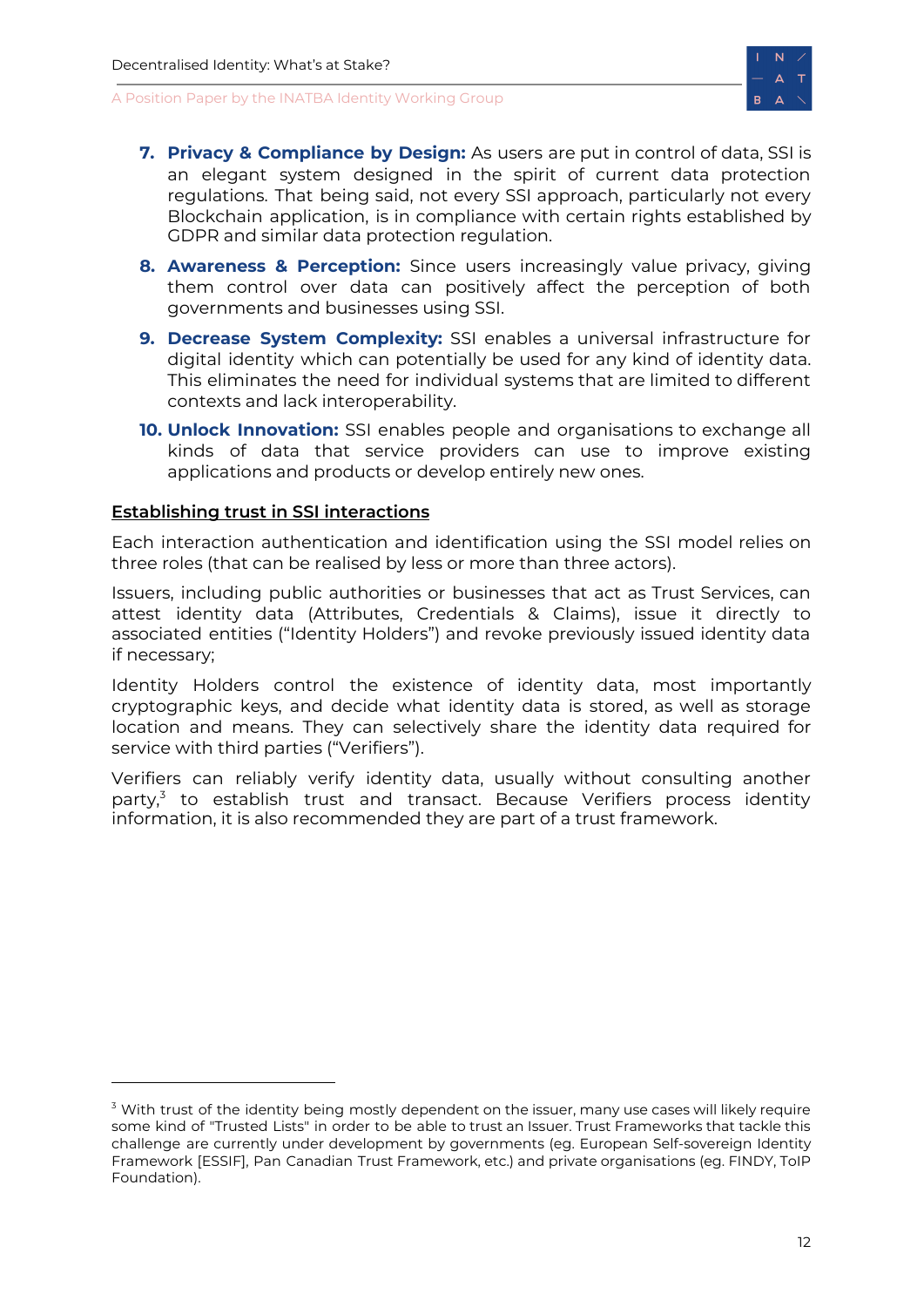7. **Privacy & Compliance by Design:** As users are put in control of data, SSI is an elegant system designed in the spirit of current data protection regulations. That being said, not every SSI approach, particularly not every Blockchain application, is in compliance with certain rights established by GDPR and similar data protection regulation.
8. **Awareness & Perception:** Since users increasingly value privacy, giving them control over data can positively affect the perception of both governments and businesses using SSI.
9. **Decrease System Complexity:** SSI enables a universal infrastructure for digital identity which can potentially be used for any kind of identity data. This eliminates the need for individual systems that are limited to different contexts and lack interoperability.
10. **Unlock Innovation:** SSI enables people and organisations to exchange all kinds of data that service providers can use to improve existing applications and products or develop entirely new ones.

**Establishing trust in SSI interactions**

Each interaction authentication and identification using the SSI model relies on three roles (that can be realised by less or more than three actors).

Issuers, including public authorities or businesses that act as Trust Services, can attest identity data (Attributes, Credentials & Claims), issue it directly to associated entities ("Identity Holders") and revoke previously issued identity data if necessary;

Identity Holders control the existence of identity data, most importantly cryptographic keys, and decide what identity data is stored, as well as storage location and means. They can selectively share the identity data required for service with third parties ("Verifiers").

Verifiers can reliably verify identity data, usually without consulting another party,[3] to establish trust and transact. Because Verifiers process identity information, it is also recommended they are part of a trust framework.

[3] With trust of the identity being mostly dependent on the issuer, many use cases will likely require some kind of "Trusted Lists" in order to be able to trust an Issuer. Trust Frameworks that tackle this challenge are currently under development by governments (eg. European Self-sovereign Identity Framework [ESSIF], Pan Canadian Trust Framework, etc.) and private organisations (eg. FINDY, ToIP Foundation).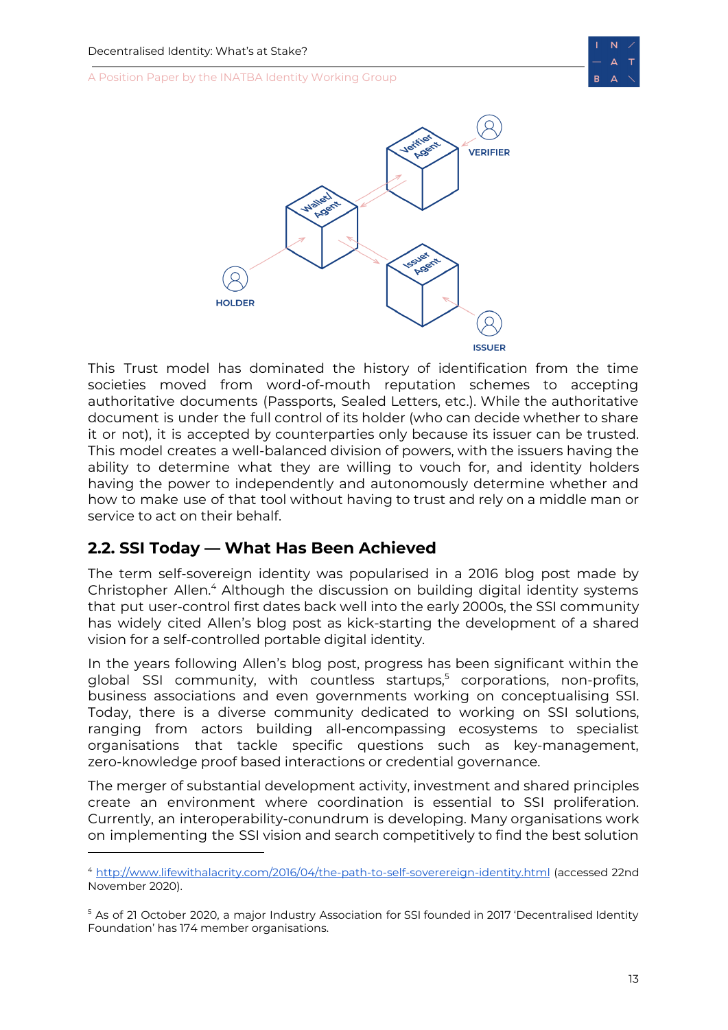This Trust model has dominated the history of identification from the time societies moved from word-of-mouth reputation schemes to accepting authoritative documents (Passports, Sealed Letters, etc.). While the authoritative document is under the full control of its holder (who can decide whether to share it or not), it is accepted by counterparties only because its issuer can be trusted. This model creates a well-balanced division of powers, with the issuers having the ability to determine what they are willing to vouch for, and identity holders having the power to independently and autonomously determine whether and how to make use of that tool without having to trust and rely on a middle man or service to act on their behalf.

## 2.2. SSI Today — What Has Been Achieved

The term self-sovereign identity was popularised in a 2016 blog post made by Christopher Allen.[4] Although the discussion on building digital identity systems that put user-control first dates back well into the early 2000s, the SSI community has widely cited Allen's blog post as kick-starting the development of a shared vision for a self-controlled portable digital identity.

In the years following Allen's blog post, progress has been significant within the global SSI community, with countless startups,[5] corporations, non-profits, business associations and even governments working on conceptualising SSI. Today, there is a diverse community dedicated to working on SSI solutions, ranging from actors building all-encompassing ecosystems to specialist organisations that tackle specific questions such as key-management, zero-knowledge proof based interactions or credential governance.

The merger of substantial development activity, investment and shared principles create an environment where coordination is essential to SSI proliferation. Currently, an interoperability-conundrum is developing. Many organisations work on implementing the SSI vision and search competitively to find the best solution

---

[4] http://www.lifewithalacrity.com/2016/04/the-path-to-self-sovereign-identity.html (accessed 22nd November 2020).

[5] As of 21 October 2020, a major Industry Association for SSI founded in 2017 'Decentralised Identity Foundation' has 174 member organisations.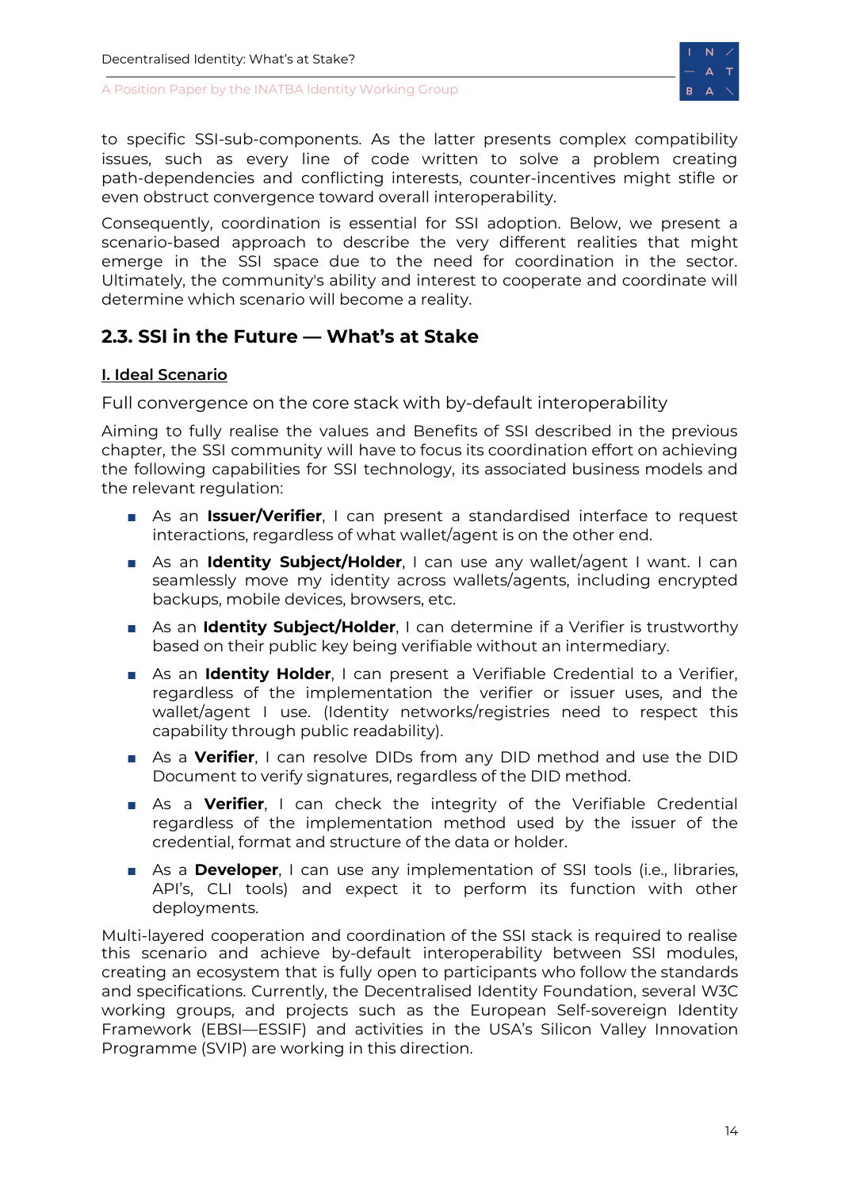to specific SSI-sub-components. As the latter presents complex compatibility issues, such as every line of code written to solve a problem creating path-dependencies and conflicting interests, counter-incentives might stifle or even obstruct convergence toward overall interoperability.

Consequently, coordination is essential for SSI adoption. Below, we present a scenario-based approach to describe the very different realities that might emerge in the SSI space due to the need for coordination in the sector. Ultimately, the community's ability and interest to cooperate and coordinate will determine which scenario will become a reality.

## 2.3. SSI in the Future — What's at Stake

### I. Ideal Scenario

Full convergence on the core stack with by-default interoperability

Aiming to fully realise the values and Benefits of SSI described in the previous chapter, the SSI community will have to focus its coordination effort on achieving the following capabilities for SSI technology, its associated business models and the relevant regulation:

- As an **Issuer/Verifier**, I can present a standardised interface to request interactions, regardless of what wallet/agent is on the other end.
- As an **Identity Subject/Holder**, I can use any wallet/agent I want. I can seamlessly move my identity across wallets/agents, including encrypted backups, mobile devices, browsers, etc.
- As an **Identity Subject/Holder**, I can determine if a Verifier is trustworthy based on their public key being verifiable without an intermediary.
- As an **Identity Holder**, I can present a Verifiable Credential to a Verifier, regardless of the implementation the verifier or issuer uses, and the wallet/agent I use. (Identity networks/registries need to respect this capability through public readability).
- As a **Verifier**, I can resolve DIDs from any DID method and use the DID Document to verify signatures, regardless of the DID method.
- As a **Verifier**, I can check the integrity of the Verifiable Credential regardless of the implementation method used by the issuer of the credential, format and structure of the data or holder.
- As a **Developer**, I can use any implementation of SSI tools (i.e., libraries, API's, CLI tools) and expect it to perform its function with other deployments.

Multi-layered cooperation and coordination of the SSI stack is required to realise this scenario and achieve by-default interoperability between SSI modules, creating an ecosystem that is fully open to participants who follow the standards and specifications. Currently, the Decentralised Identity Foundation, several W3C working groups, and projects such as the European Self-sovereign Identity Framework (EBSI—ESSIF) and activities in the USA's Silicon Valley Innovation Programme (SVIP) are working in this direction.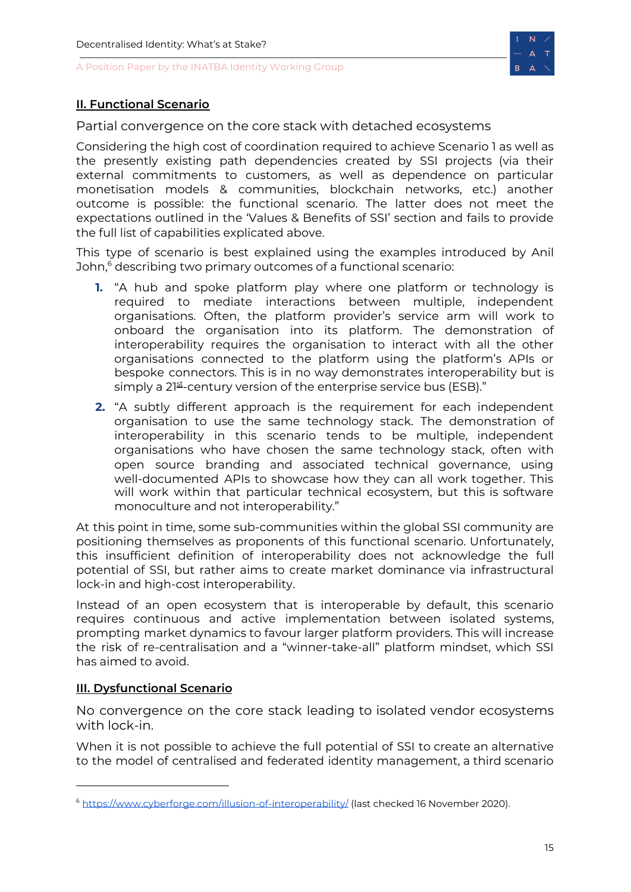## II. Functional Scenario

Partial convergence on the core stack with detached ecosystems

Considering the high cost of coordination required to achieve Scenario 1 as well as the presently existing path dependencies created by SSI projects (via their external commitments to customers, as well as dependence on particular monetisation models & communities, blockchain networks, etc.) another outcome is possible: the functional scenario. The latter does not meet the expectations outlined in the 'Values & Benefits of SSI' section and fails to provide the full list of capabilities explicated above.

This type of scenario is best explained using the examples introduced by Anil John,[6] describing two primary outcomes of a functional scenario:

1. "A hub and spoke platform play where one platform or technology is required to mediate interactions between multiple, independent organisations. Often, the platform provider's service arm will work to onboard the organisation into its platform. The demonstration of interoperability requires the organisation to interact with all the other organisations connected to the platform using the platform's APIs or bespoke connectors. This is in no way demonstrates interoperability but is simply a 21st-century version of the enterprise service bus (ESB)."
2. "A subtly different approach is the requirement for each independent organisation to use the same technology stack. The demonstration of interoperability in this scenario tends to be multiple, independent organisations who have chosen the same technology stack, often with open source branding and associated technical governance, using well-documented APIs to showcase how they can all work together. This will work within that particular technical ecosystem, but this is software monoculture and not interoperability."

At this point in time, some sub-communities within the global SSI community are positioning themselves as proponents of this functional scenario. Unfortunately, this insufficient definition of interoperability does not acknowledge the full potential of SSI, but rather aims to create market dominance via infrastructural lock-in and high-cost interoperability.

Instead of an open ecosystem that is interoperable by default, this scenario requires continuous and active implementation between isolated systems, prompting market dynamics to favour larger platform providers. This will increase the risk of re-centralisation and a "winner-take-all" platform mindset, which SSI has aimed to avoid.

## III. Dysfunctional Scenario

No convergence on the core stack leading to isolated vendor ecosystems with lock-in.

When it is not possible to achieve the full potential of SSI to create an alternative to the model of centralised and federated identity management, a third scenario

---

[6] https://www.cyberforge.com/illusion-of-interoperability/ (last checked 16 November 2020).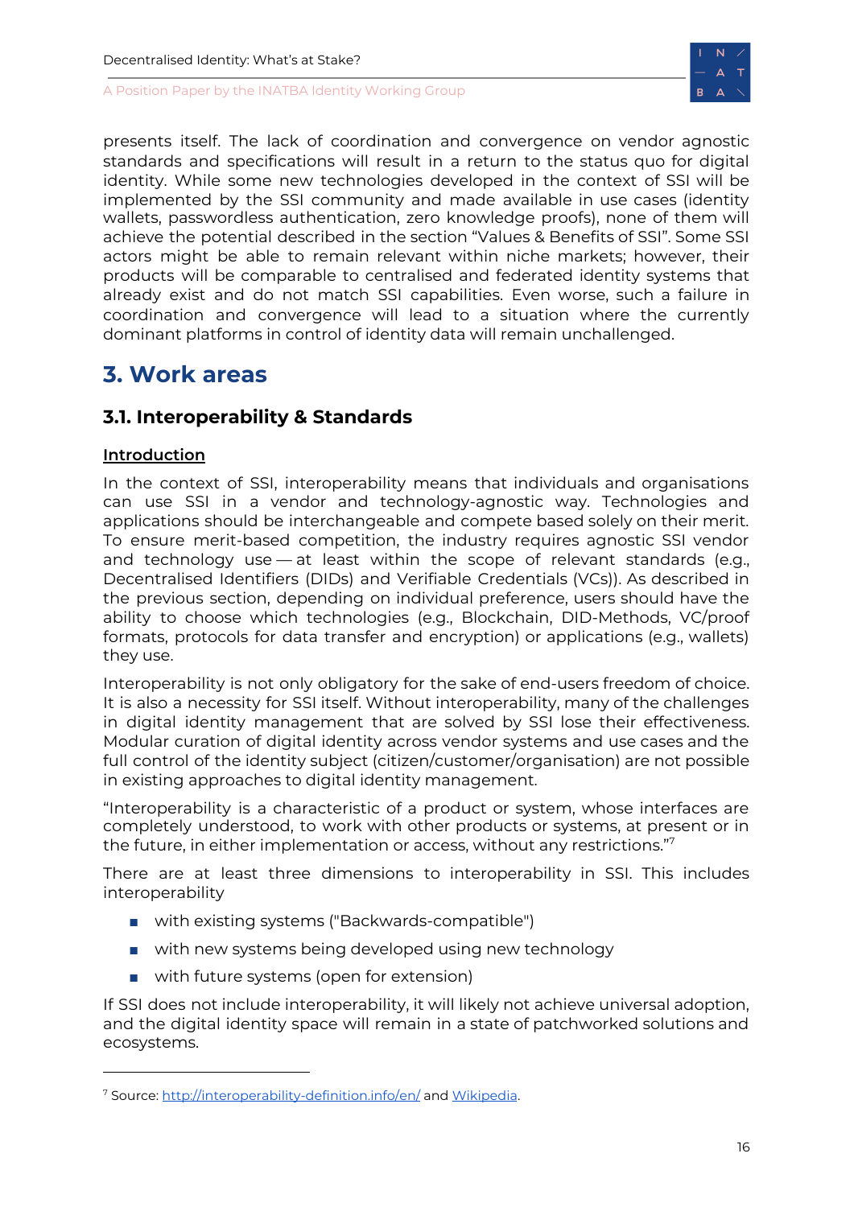presents itself. The lack of coordination and convergence on vendor agnostic standards and specifications will result in a return to the status quo for digital identity. While some new technologies developed in the context of SSI will be implemented by the SSI community and made available in use cases (identity wallets, passwordless authentication, zero knowledge proofs), none of them will achieve the potential described in the section "Values & Benefits of SSI". Some SSI actors might be able to remain relevant within niche markets; however, their products will be comparable to centralised and federated identity systems that already exist and do not match SSI capabilities. Even worse, such a failure in coordination and convergence will lead to a situation where the currently dominant platforms in control of identity data will remain unchallenged.

# 3. Work areas

## 3.1. Interoperability & Standards

### Introduction

In the context of SSI, interoperability means that individuals and organisations can use SSI in a vendor and technology-agnostic way. Technologies and applications should be interchangeable and compete based solely on their merit. To ensure merit-based competition, the industry requires agnostic SSI vendor and technology use — at least within the scope of relevant standards (e.g., Decentralised Identifiers (DIDs) and Verifiable Credentials (VCs)). As described in the previous section, depending on individual preference, users should have the ability to choose which technologies (e.g., Blockchain, DID-Methods, VC/proof formats, protocols for data transfer and encryption) or applications (e.g., wallets) they use.

Interoperability is not only obligatory for the sake of end-users freedom of choice. It is also a necessity for SSI itself. Without interoperability, many of the challenges in digital identity management that are solved by SSI lose their effectiveness. Modular curation of digital identity across vendor systems and use cases and the full control of the identity subject (citizen/customer/organisation) are not possible in existing approaches to digital identity management.

"Interoperability is a characteristic of a product or system, whose interfaces are completely understood, to work with other products or systems, at present or in the future, in either implementation or access, without any restrictions."[7]

There are at least three dimensions to interoperability in SSI. This includes interoperability

- with existing systems ("Backwards-compatible")
- with new systems being developed using new technology
- with future systems (open for extension)

If SSI does not include interoperability, it will likely not achieve universal adoption, and the digital identity space will remain in a state of patchworked solutions and ecosystems.

---

[7] Source: http://interoperability-definition.info/en/ and Wikipedia.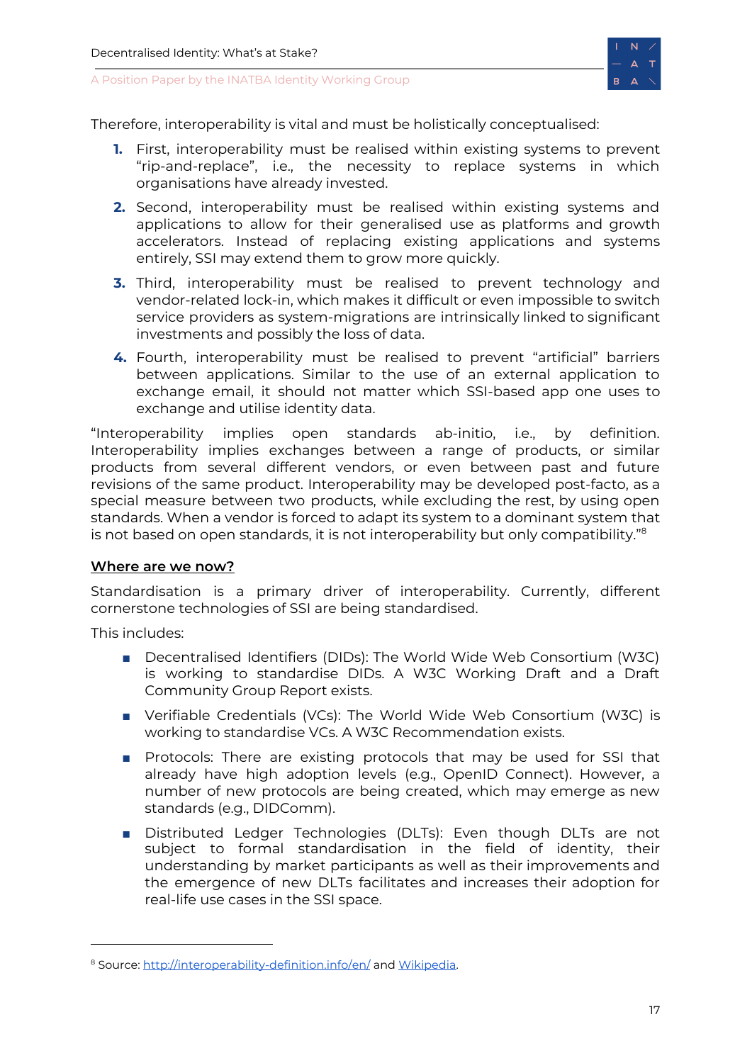Therefore, interoperability is vital and must be holistically conceptualised:

1. First, interoperability must be realised within existing systems to prevent "rip-and-replace", i.e., the necessity to replace systems in which organisations have already invested.
2. Second, interoperability must be realised within existing systems and applications to allow for their generalised use as platforms and growth accelerators. Instead of replacing existing applications and systems entirely, SSI may extend them to grow more quickly.
3. Third, interoperability must be realised to prevent technology and vendor-related lock-in, which makes it difficult or even impossible to switch service providers as system-migrations are intrinsically linked to significant investments and possibly the loss of data.
4. Fourth, interoperability must be realised to prevent "artificial" barriers between applications. Similar to the use of an external application to exchange email, it should not matter which SSI-based app one uses to exchange and utilise identity data.

"Interoperability implies open standards ab-initio, i.e., by definition. Interoperability implies exchanges between a range of products, or similar products from several different vendors, or even between past and future revisions of the same product. Interoperability may be developed post-facto, as a special measure between two products, while excluding the rest, by using open standards. When a vendor is forced to adapt its system to a dominant system that is not based on open standards, it is not interoperability but only compatibility."[8]

## Where are we now?

Standardisation is a primary driver of interoperability. Currently, different cornerstone technologies of SSI are being standardised.

This includes:

- Decentralised Identifiers (DIDs): The World Wide Web Consortium (W3C) is working to standardise DIDs. A W3C Working Draft and a Draft Community Group Report exists.
- Verifiable Credentials (VCs): The World Wide Web Consortium (W3C) is working to standardise VCs. A W3C Recommendation exists.
- Protocols: There are existing protocols that may be used for SSI that already have high adoption levels (e.g., OpenID Connect). However, a number of new protocols are being created, which may emerge as new standards (e.g., DIDComm).
- Distributed Ledger Technologies (DLTs): Even though DLTs are not subject to formal standardisation in the field of identity, their understanding by market participants as well as their improvements and the emergence of new DLTs facilitates and increases their adoption for real-life use cases in the SSI space.

---

[8] Source: http://interoperability-definition.info/en/ and Wikipedia.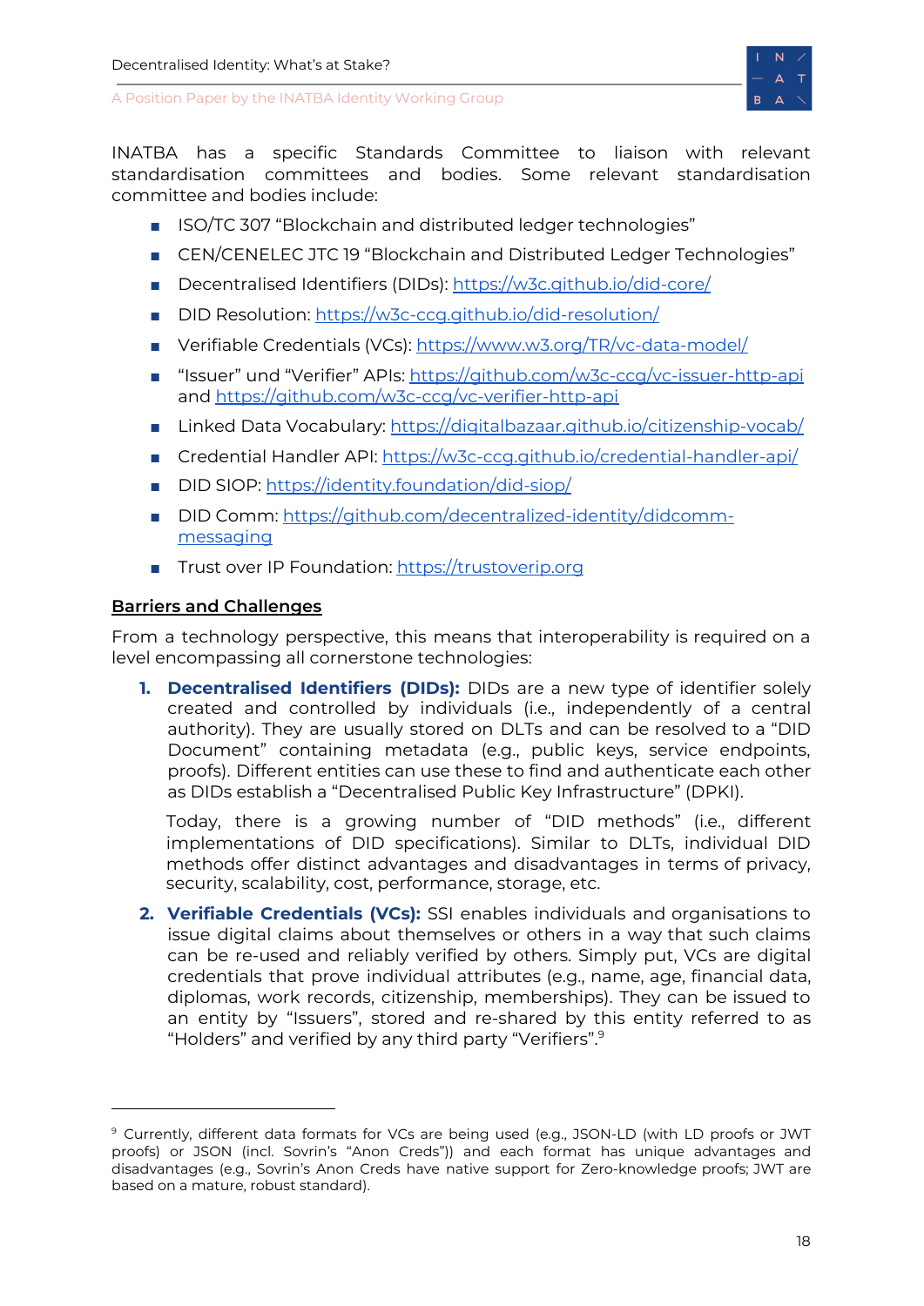INATBA has a specific Standards Committee to liaison with relevant standardisation committees and bodies. Some relevant standardisation committee and bodies include:

- ISO/TC 307 "Blockchain and distributed ledger technologies"
- CEN/CENELEC JTC 19 "Blockchain and Distributed Ledger Technologies"
- Decentralised Identifiers (DIDs): https://w3c.github.io/did-core/
- DID Resolution: https://w3c-ccg.github.io/did-resolution/
- Verifiable Credentials (VCs): https://www.w3.org/TR/vc-data-model/
- "Issuer" und "Verifier" APIs: https://github.com/w3c-ccg/vc-issuer-http-api and https://github.com/w3c-ccg/vc-verifier-http-api
- Linked Data Vocabulary: https://digitalbazaar.github.io/citizenship-vocab/
- Credential Handler API: https://w3c-ccg.github.io/credential-handler-api/
- DID SIOP: https://identity.foundation/did-siop/
- DID Comm: https://github.com/decentralized-identity/didcomm-messaging
- Trust over IP Foundation: https://trustoverip.org

**Barriers and Challenges**

From a technology perspective, this means that interoperability is required on a level encompassing all cornerstone technologies:

1. **Decentralised Identifiers (DIDs):** DIDs are a new type of identifier solely created and controlled by individuals (i.e., independently of a central authority). They are usually stored on DLTs and can be resolved to a "DID Document" containing metadata (e.g., public keys, service endpoints, proofs). Different entities can use these to find and authenticate each other as DIDs establish a "Decentralised Public Key Infrastructure" (DPKI).

   Today, there is a growing number of "DID methods" (i.e., different implementations of DID specifications). Similar to DLTs, individual DID methods offer distinct advantages and disadvantages in terms of privacy, security, scalability, cost, performance, storage, etc.

2. **Verifiable Credentials (VCs):** SSI enables individuals and organisations to issue digital claims about themselves or others in a way that such claims can be re-used and reliably verified by others. Simply put, VCs are digital credentials that prove individual attributes (e.g., name, age, financial data, diplomas, work records, citizenship, memberships). They can be issued to an entity by "Issuers", stored and re-shared by this entity referred to as "Holders" and verified by any third party "Verifiers".[9]

[9] Currently, different data formats for VCs are being used (e.g., JSON-LD (with LD proofs or JWT proofs) or JSON (incl. Sovrin's "Anon Creds")) and each format has unique advantages and disadvantages (e.g., Sovrin's Anon Creds have native support for Zero-knowledge proofs; JWT are based on a mature, robust standard).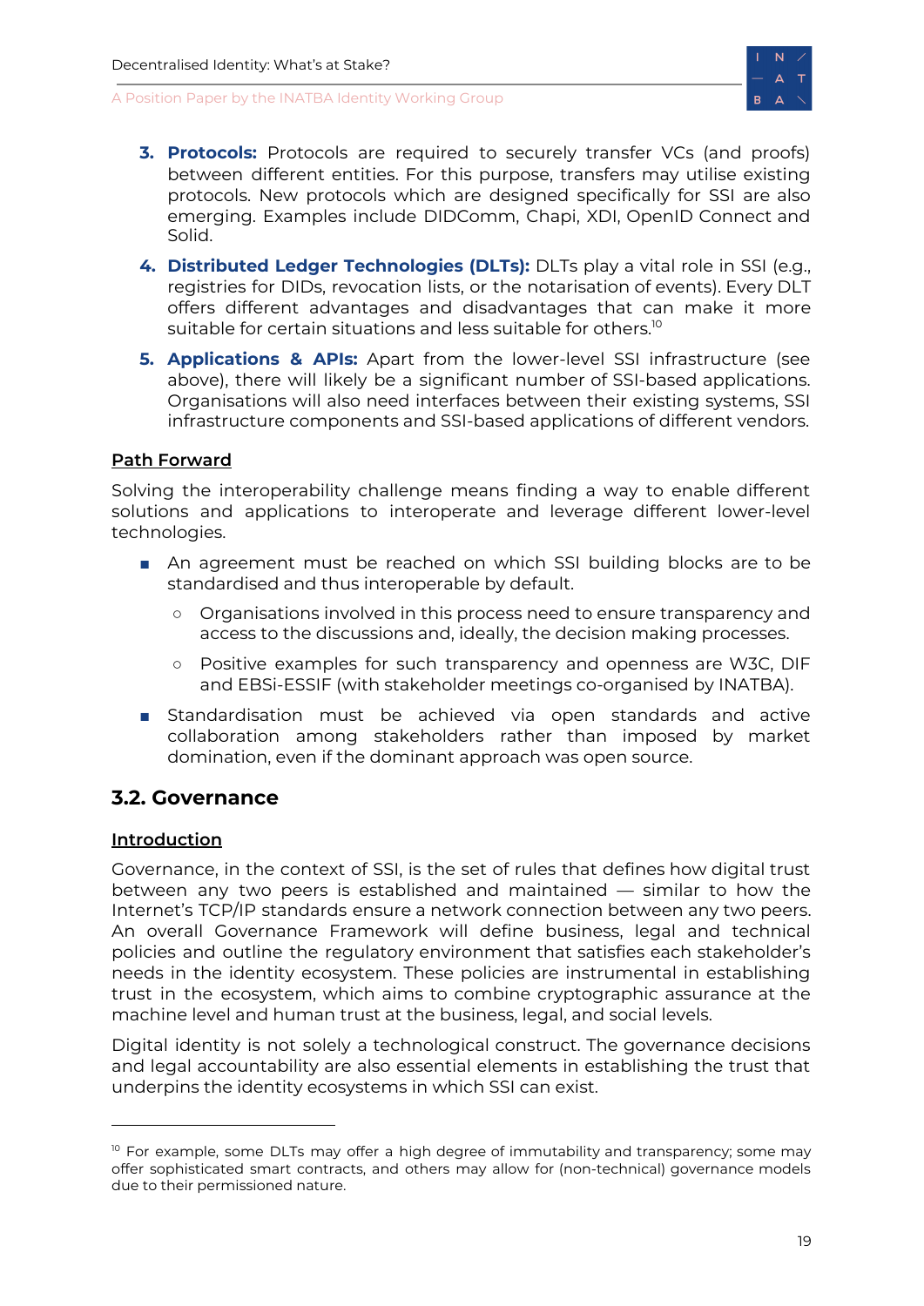3. **Protocols:** Protocols are required to securely transfer VCs (and proofs) between different entities. For this purpose, transfers may utilise existing protocols. New protocols which are designed specifically for SSI are also emerging. Examples include DIDComm, Chapi, XDI, OpenID Connect and Solid.

4. **Distributed Ledger Technologies (DLTs):** DLTs play a vital role in SSI (e.g., registries for DIDs, revocation lists, or the notarisation of events). Every DLT offers different advantages and disadvantages that can make it more suitable for certain situations and less suitable for others.[10]

5. **Applications & APIs:** Apart from the lower-level SSI infrastructure (see above), there will likely be a significant number of SSI-based applications. Organisations will also need interfaces between their existing systems, SSI infrastructure components and SSI-based applications of different vendors.

**Path Forward**

Solving the interoperability challenge means finding a way to enable different solutions and applications to interoperate and leverage different lower-level technologies.

- An agreement must be reached on which SSI building blocks are to be standardised and thus interoperable by default.
    - Organisations involved in this process need to ensure transparency and access to the discussions and, ideally, the decision making processes.
    - Positive examples for such transparency and openness are W3C, DIF and EBSi-ESSIF (with stakeholder meetings co-organised by INATBA).
- Standardisation must be achieved via open standards and active collaboration among stakeholders rather than imposed by market domination, even if the dominant approach was open source.

## 3.2. Governance

**Introduction**

Governance, in the context of SSI, is the set of rules that defines how digital trust between any two peers is established and maintained — similar to how the Internet's TCP/IP standards ensure a network connection between any two peers. An overall Governance Framework will define business, legal and technical policies and outline the regulatory environment that satisfies each stakeholder's needs in the identity ecosystem. These policies are instrumental in establishing trust in the ecosystem, which aims to combine cryptographic assurance at the machine level and human trust at the business, legal, and social levels.

Digital identity is not solely a technological construct. The governance decisions and legal accountability are also essential elements in establishing the trust that underpins the identity ecosystems in which SSI can exist.

---

[10] For example, some DLTs may offer a high degree of immutability and transparency; some may offer sophisticated smart contracts, and others may allow for (non-technical) governance models due to their permissioned nature.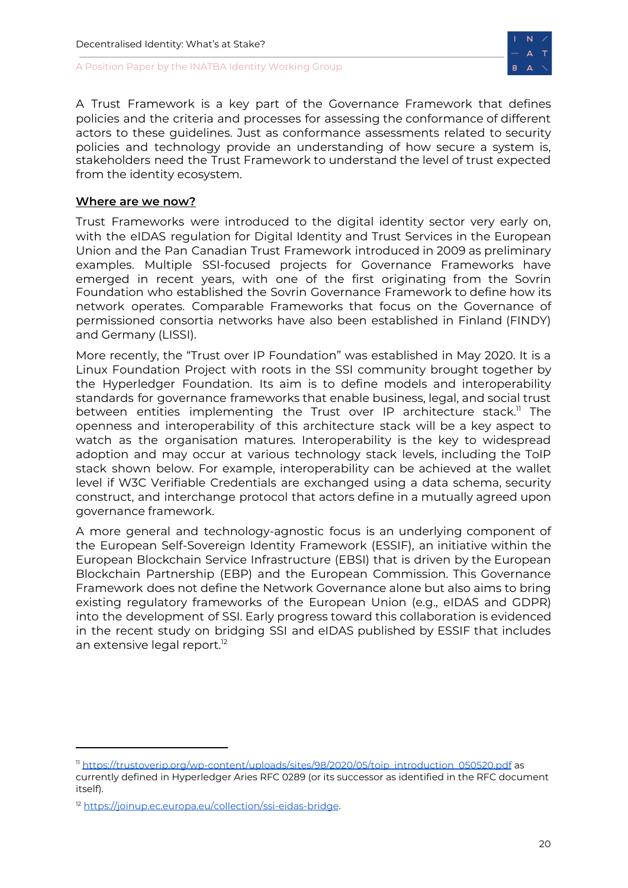A Trust Framework is a key part of the Governance Framework that defines policies and the criteria and processes for assessing the conformance of different actors to these guidelines. Just as conformance assessments related to security policies and technology provide an understanding of how secure a system is, stakeholders need the Trust Framework to understand the level of trust expected from the identity ecosystem.

**Where are we now?**

Trust Frameworks were introduced to the digital identity sector very early on, with the eIDAS regulation for Digital Identity and Trust Services in the European Union and the Pan Canadian Trust Framework introduced in 2009 as preliminary examples. Multiple SSI-focused projects for Governance Frameworks have emerged in recent years, with one of the first originating from the Sovrin Foundation who established the Sovrin Governance Framework to define how its network operates. Comparable Frameworks that focus on the Governance of permissioned consortia networks have also been established in Finland (FINDY) and Germany (LISSI).

More recently, the "Trust over IP Foundation" was established in May 2020. It is a Linux Foundation Project with roots in the SSI community brought together by the Hyperledger Foundation. Its aim is to define models and interoperability standards for governance frameworks that enable business, legal, and social trust between entities implementing the Trust over IP architecture stack.[11] The openness and interoperability of this architecture stack will be a key aspect to watch as the organisation matures. Interoperability is the key to widespread adoption and may occur at various technology stack levels, including the ToIP stack shown below. For example, interoperability can be achieved at the wallet level if W3C Verifiable Credentials are exchanged using a data schema, security construct, and interchange protocol that actors define in a mutually agreed upon governance framework.

A more general and technology-agnostic focus is an underlying component of the European Self-Sovereign Identity Framework (ESSIF), an initiative within the European Blockchain Service Infrastructure (EBSI) that is driven by the European Blockchain Partnership (EBP) and the European Commission. This Governance Framework does not define the Network Governance alone but also aims to bring existing regulatory frameworks of the European Union (e.g., eIDAS and GDPR) into the development of SSI. Early progress toward this collaboration is evidenced in the recent study on bridging SSI and eIDAS published by ESSIF that includes an extensive legal report.[12]

---

[11] https://trustoverip.org/wp-content/uploads/sites/98/2020/05/toip_introduction_050520.pdf as currently defined in Hyperledger Aries RFC 0289 (or its successor as identified in the RFC document itself).

[12] https://joinup.ec.europa.eu/collection/ssi-eidas-bridge.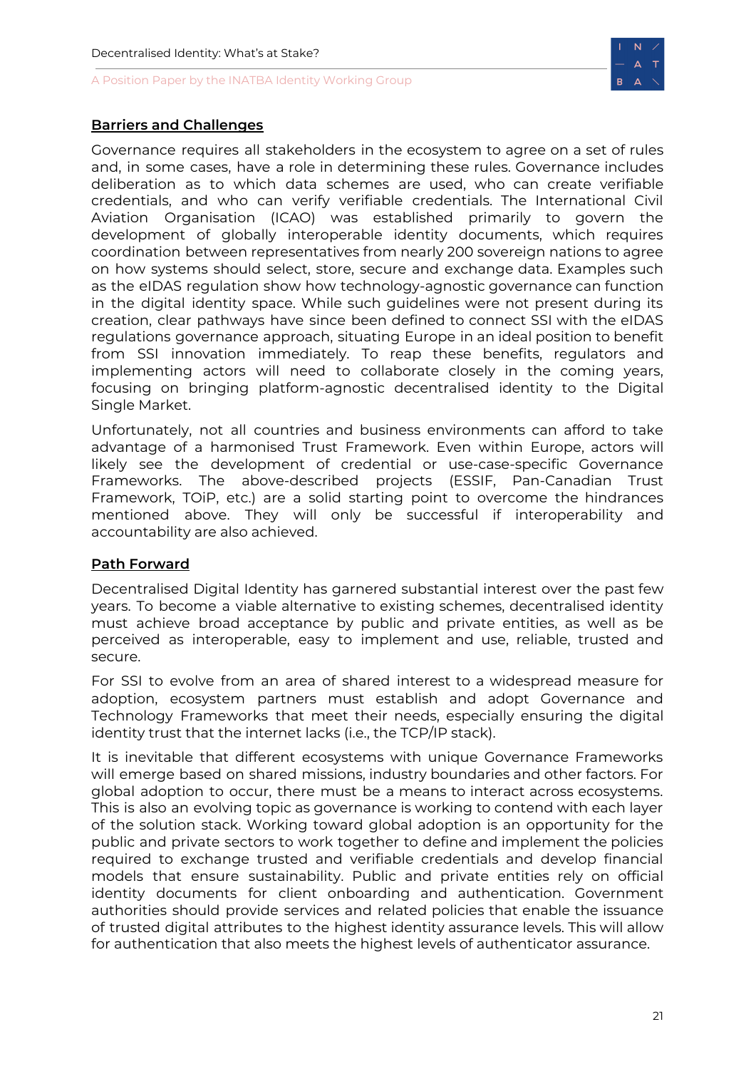## Barriers and Challenges

Governance requires all stakeholders in the ecosystem to agree on a set of rules and, in some cases, have a role in determining these rules. Governance includes deliberation as to which data schemes are used, who can create verifiable credentials, and who can verify verifiable credentials. The International Civil Aviation Organisation (ICAO) was established primarily to govern the development of globally interoperable identity documents, which requires coordination between representatives from nearly 200 sovereign nations to agree on how systems should select, store, secure and exchange data. Examples such as the eIDAS regulation show how technology-agnostic governance can function in the digital identity space. While such guidelines were not present during its creation, clear pathways have since been defined to connect SSI with the eIDAS regulations governance approach, situating Europe in an ideal position to benefit from SSI innovation immediately. To reap these benefits, regulators and implementing actors will need to collaborate closely in the coming years, focusing on bringing platform-agnostic decentralised identity to the Digital Single Market.

Unfortunately, not all countries and business environments can afford to take advantage of a harmonised Trust Framework. Even within Europe, actors will likely see the development of credential or use-case-specific Governance Frameworks. The above-described projects (ESSIF, Pan-Canadian Trust Framework, TOiP, etc.) are a solid starting point to overcome the hindrances mentioned above. They will only be successful if interoperability and accountability are also achieved.

## Path Forward

Decentralised Digital Identity has garnered substantial interest over the past few years. To become a viable alternative to existing schemes, decentralised identity must achieve broad acceptance by public and private entities, as well as be perceived as interoperable, easy to implement and use, reliable, trusted and secure.

For SSI to evolve from an area of shared interest to a widespread measure for adoption, ecosystem partners must establish and adopt Governance and Technology Frameworks that meet their needs, especially ensuring the digital identity trust that the internet lacks (i.e., the TCP/IP stack).

It is inevitable that different ecosystems with unique Governance Frameworks will emerge based on shared missions, industry boundaries and other factors. For global adoption to occur, there must be a means to interact across ecosystems. This is also an evolving topic as governance is working to contend with each layer of the solution stack. Working toward global adoption is an opportunity for the public and private sectors to work together to define and implement the policies required to exchange trusted and verifiable credentials and develop financial models that ensure sustainability. Public and private entities rely on official identity documents for client onboarding and authentication. Government authorities should provide services and related policies that enable the issuance of trusted digital attributes to the highest identity assurance levels. This will allow for authentication that also meets the highest levels of authenticator assurance.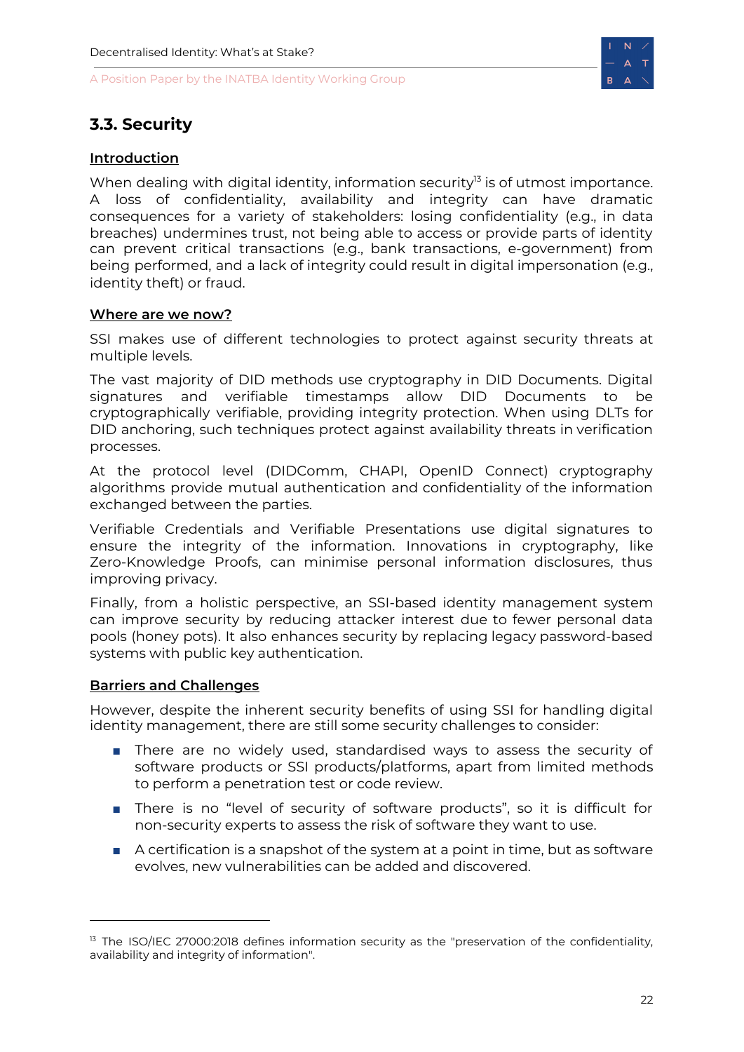## 3.3. Security

**Introduction**

When dealing with digital identity, information security[13] is of utmost importance. A loss of confidentiality, availability and integrity can have dramatic consequences for a variety of stakeholders: losing confidentiality (e.g., in data breaches) undermines trust, not being able to access or provide parts of identity can prevent critical transactions (e.g., bank transactions, e-government) from being performed, and a lack of integrity could result in digital impersonation (e.g., identity theft) or fraud.

**Where are we now?**

SSI makes use of different technologies to protect against security threats at multiple levels.

The vast majority of DID methods use cryptography in DID Documents. Digital signatures and verifiable timestamps allow DID Documents to be cryptographically verifiable, providing integrity protection. When using DLTs for DID anchoring, such techniques protect against availability threats in verification processes.

At the protocol level (DIDComm, CHAPI, OpenID Connect) cryptography algorithms provide mutual authentication and confidentiality of the information exchanged between the parties.

Verifiable Credentials and Verifiable Presentations use digital signatures to ensure the integrity of the information. Innovations in cryptography, like Zero-Knowledge Proofs, can minimise personal information disclosures, thus improving privacy.

Finally, from a holistic perspective, an SSI-based identity management system can improve security by reducing attacker interest due to fewer personal data pools (honey pots). It also enhances security by replacing legacy password-based systems with public key authentication.

**Barriers and Challenges**

However, despite the inherent security benefits of using SSI for handling digital identity management, there are still some security challenges to consider:

- There are no widely used, standardised ways to assess the security of software products or SSI products/platforms, apart from limited methods to perform a penetration test or code review.
- There is no "level of security of software products", so it is difficult for non-security experts to assess the risk of software they want to use.
- A certification is a snapshot of the system at a point in time, but as software evolves, new vulnerabilities can be added and discovered.

[13] The ISO/IEC 27000:2018 defines information security as the "preservation of the confidentiality, availability and integrity of information".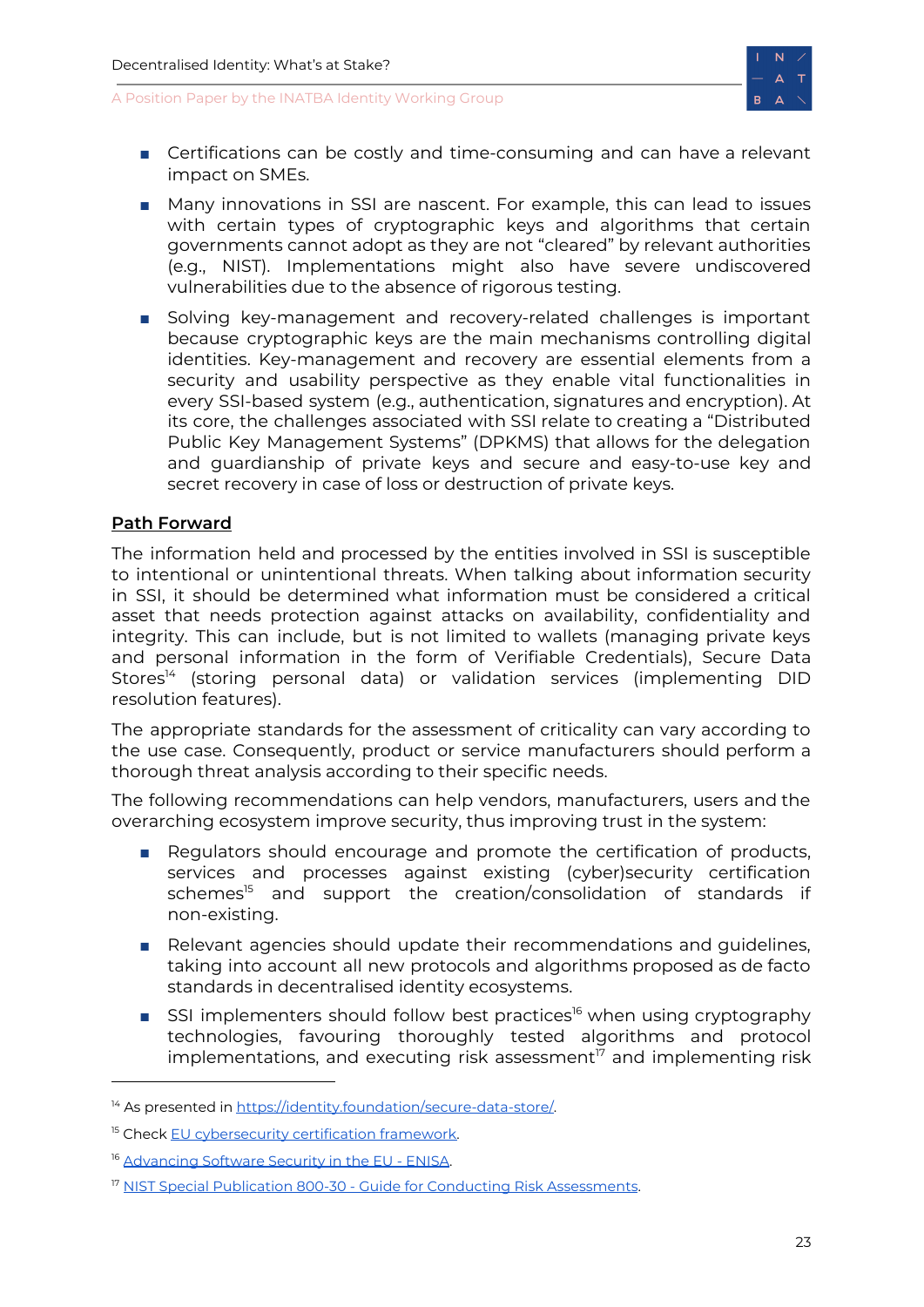- Certifications can be costly and time-consuming and can have a relevant impact on SMEs.
- Many innovations in SSI are nascent. For example, this can lead to issues with certain types of cryptographic keys and algorithms that certain governments cannot adopt as they are not "cleared" by relevant authorities (e.g., NIST). Implementations might also have severe undiscovered vulnerabilities due to the absence of rigorous testing.
- Solving key-management and recovery-related challenges is important because cryptographic keys are the main mechanisms controlling digital identities. Key-management and recovery are essential elements from a security and usability perspective as they enable vital functionalities in every SSI-based system (e.g., authentication, signatures and encryption). At its core, the challenges associated with SSI relate to creating a "Distributed Public Key Management Systems" (DPKMS) that allows for the delegation and guardianship of private keys and secure and easy-to-use key and secret recovery in case of loss or destruction of private keys.

**Path Forward**

The information held and processed by the entities involved in SSI is susceptible to intentional or unintentional threats. When talking about information security in SSI, it should be determined what information must be considered a critical asset that needs protection against attacks on availability, confidentiality and integrity. This can include, but is not limited to wallets (managing private keys and personal information in the form of Verifiable Credentials), Secure Data Stores[14] (storing personal data) or validation services (implementing DID resolution features).

The appropriate standards for the assessment of criticality can vary according to the use case. Consequently, product or service manufacturers should perform a thorough threat analysis according to their specific needs.

The following recommendations can help vendors, manufacturers, users and the overarching ecosystem improve security, thus improving trust in the system:

- Regulators should encourage and promote the certification of products, services and processes against existing (cyber)security certification schemes[15] and support the creation/consolidation of standards if non-existing.
- Relevant agencies should update their recommendations and guidelines, taking into account all new protocols and algorithms proposed as de facto standards in decentralised identity ecosystems.
- SSI implementers should follow best practices[16] when using cryptography technologies, favouring thoroughly tested algorithms and protocol implementations, and executing risk assessment[17] and implementing risk

---

[14] As presented in https://identity.foundation/secure-data-store/.

[15] Check EU cybersecurity certification framework.

[16] Advancing Software Security in the EU - ENISA.

[17] NIST Special Publication 800-30 - Guide for Conducting Risk Assessments.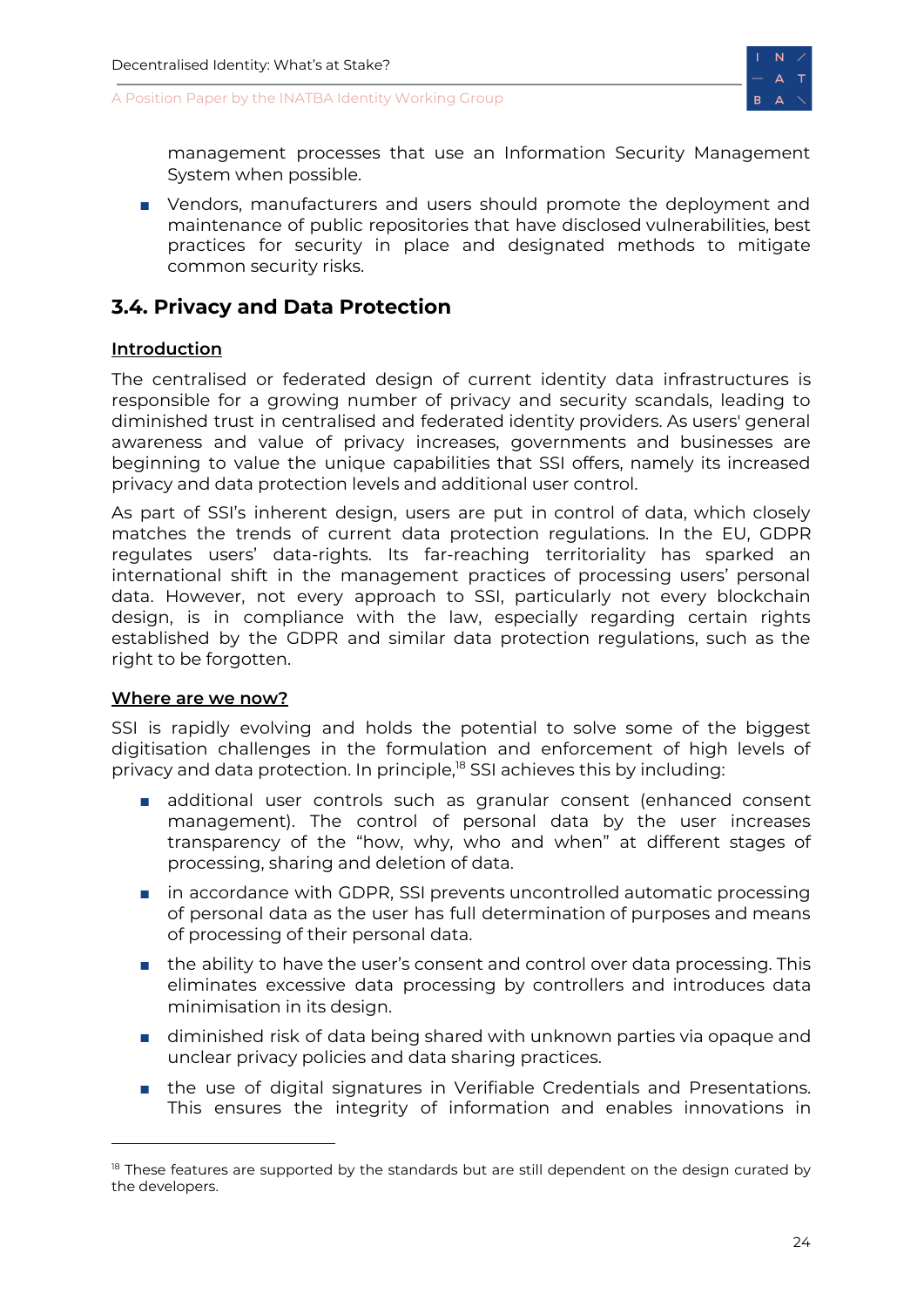management processes that use an Information Security Management System when possible.

- Vendors, manufacturers and users should promote the deployment and maintenance of public repositories that have disclosed vulnerabilities, best practices for security in place and designated methods to mitigate common security risks.

## 3.4. Privacy and Data Protection

**Introduction**

The centralised or federated design of current identity data infrastructures is responsible for a growing number of privacy and security scandals, leading to diminished trust in centralised and federated identity providers. As users' general awareness and value of privacy increases, governments and businesses are beginning to value the unique capabilities that SSI offers, namely its increased privacy and data protection levels and additional user control.

As part of SSI's inherent design, users are put in control of data, which closely matches the trends of current data protection regulations. In the EU, GDPR regulates users' data-rights. Its far-reaching territoriality has sparked an international shift in the management practices of processing users' personal data. However, not every approach to SSI, particularly not every blockchain design, is in compliance with the law, especially regarding certain rights established by the GDPR and similar data protection regulations, such as the right to be forgotten.

**Where are we now?**

SSI is rapidly evolving and holds the potential to solve some of the biggest digitisation challenges in the formulation and enforcement of high levels of privacy and data protection. In principle,[18] SSI achieves this by including:

- additional user controls such as granular consent (enhanced consent management). The control of personal data by the user increases transparency of the "how, why, who and when" at different stages of processing, sharing and deletion of data.
- in accordance with GDPR, SSI prevents uncontrolled automatic processing of personal data as the user has full determination of purposes and means of processing of their personal data.
- the ability to have the user's consent and control over data processing. This eliminates excessive data processing by controllers and introduces data minimisation in its design.
- diminished risk of data being shared with unknown parties via opaque and unclear privacy policies and data sharing practices.
- the use of digital signatures in Verifiable Credentials and Presentations. This ensures the integrity of information and enables innovations in

[18] These features are supported by the standards but are still dependent on the design curated by the developers.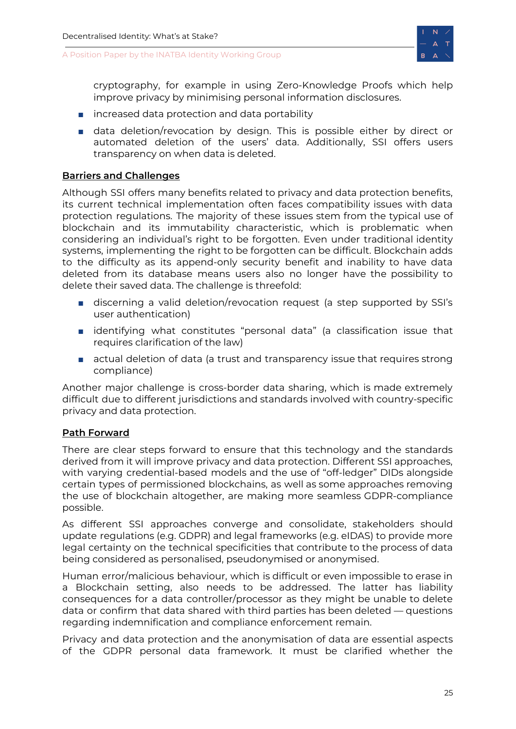cryptography, for example in using Zero-Knowledge Proofs which help improve privacy by minimising personal information disclosures.

- increased data protection and data portability
- data deletion/revocation by design. This is possible either by direct or automated deletion of the users' data. Additionally, SSI offers users transparency on when data is deleted.

**Barriers and Challenges**

Although SSI offers many benefits related to privacy and data protection benefits, its current technical implementation often faces compatibility issues with data protection regulations. The majority of these issues stem from the typical use of blockchain and its immutability characteristic, which is problematic when considering an individual's right to be forgotten. Even under traditional identity systems, implementing the right to be forgotten can be difficult. Blockchain adds to the difficulty as its append-only security benefit and inability to have data deleted from its database means users also no longer have the possibility to delete their saved data. The challenge is threefold:

- discerning a valid deletion/revocation request (a step supported by SSI's user authentication)
- identifying what constitutes "personal data" (a classification issue that requires clarification of the law)
- actual deletion of data (a trust and transparency issue that requires strong compliance)

Another major challenge is cross-border data sharing, which is made extremely difficult due to different jurisdictions and standards involved with country-specific privacy and data protection.

**Path Forward**

There are clear steps forward to ensure that this technology and the standards derived from it will improve privacy and data protection. Different SSI approaches, with varying credential-based models and the use of "off-ledger" DIDs alongside certain types of permissioned blockchains, as well as some approaches removing the use of blockchain altogether, are making more seamless GDPR-compliance possible.

As different SSI approaches converge and consolidate, stakeholders should update regulations (e.g. GDPR) and legal frameworks (e.g. eIDAS) to provide more legal certainty on the technical specificities that contribute to the process of data being considered as personalised, pseudonymised or anonymised.

Human error/malicious behaviour, which is difficult or even impossible to erase in a Blockchain setting, also needs to be addressed. The latter has liability consequences for a data controller/processor as they might be unable to delete data or confirm that data shared with third parties has been deleted — questions regarding indemnification and compliance enforcement remain.

Privacy and data protection and the anonymisation of data are essential aspects of the GDPR personal data framework. It must be clarified whether the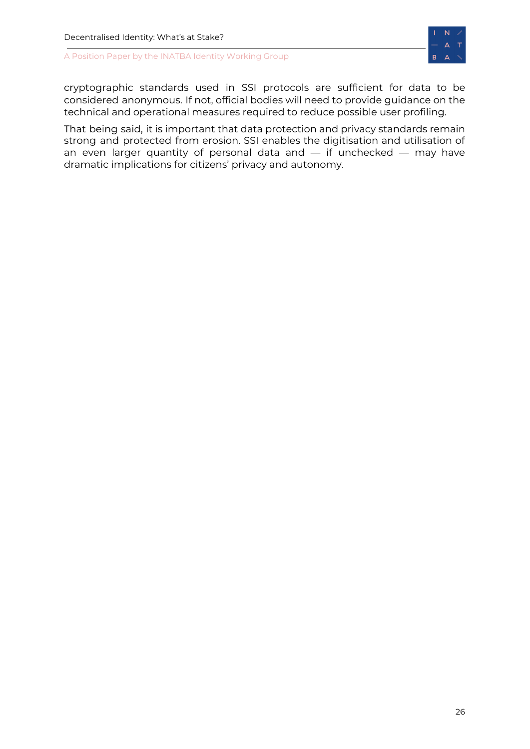cryptographic standards used in SSI protocols are sufficient for data to be considered anonymous. If not, official bodies will need to provide guidance on the technical and operational measures required to reduce possible user profiling.

That being said, it is important that data protection and privacy standards remain strong and protected from erosion. SSI enables the digitisation and utilisation of an even larger quantity of personal data and — if unchecked — may have dramatic implications for citizens' privacy and autonomy.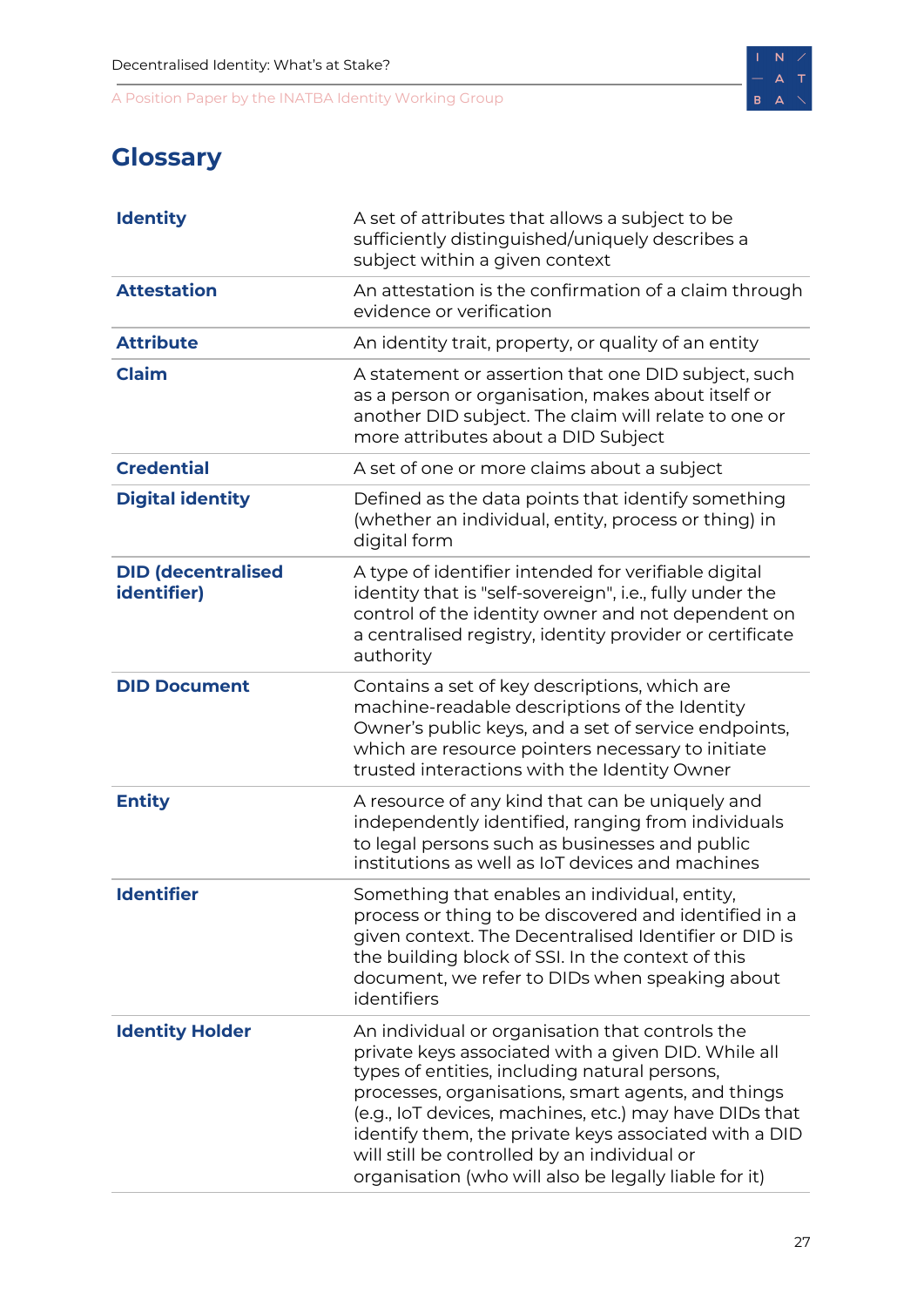## Glossary

| Term | Definition |
| --- | --- |
| **Identity** | A set of attributes that allows a subject to be sufficiently distinguished/uniquely describes a subject within a given context |
| **Attestation** | An attestation is the confirmation of a claim through evidence or verification |
| **Attribute** | An identity trait, property, or quality of an entity |
| **Claim** | A statement or assertion that one DID subject, such as a person or organisation, makes about itself or another DID subject. The claim will relate to one or more attributes about a DID Subject |
| **Credential** | A set of one or more claims about a subject |
| **Digital identity** | Defined as the data points that identify something (whether an individual, entity, process or thing) in digital form |
| **DID (decentralised identifier)** | A type of identifier intended for verifiable digital identity that is "self-sovereign", i.e., fully under the control of the identity owner and not dependent on a centralised registry, identity provider or certificate authority |
| **DID Document** | Contains a set of key descriptions, which are machine-readable descriptions of the Identity Owner's public keys, and a set of service endpoints, which are resource pointers necessary to initiate trusted interactions with the Identity Owner |
| **Entity** | A resource of any kind that can be uniquely and independently identified, ranging from individuals to legal persons such as businesses and public institutions as well as IoT devices and machines |
| **Identifier** | Something that enables an individual, entity, process or thing to be discovered and identified in a given context. The Decentralised Identifier or DID is the building block of SSI. In the context of this document, we refer to DIDs when speaking about identifiers |
| **Identity Holder** | An individual or organisation that controls the private keys associated with a given DID. While all types of entities, including natural persons, processes, organisations, smart agents, and things (e.g., IoT devices, machines, etc.) may have DIDs that identify them, the private keys associated with a DID will still be controlled by an individual or organisation (who will also be legally liable for it) |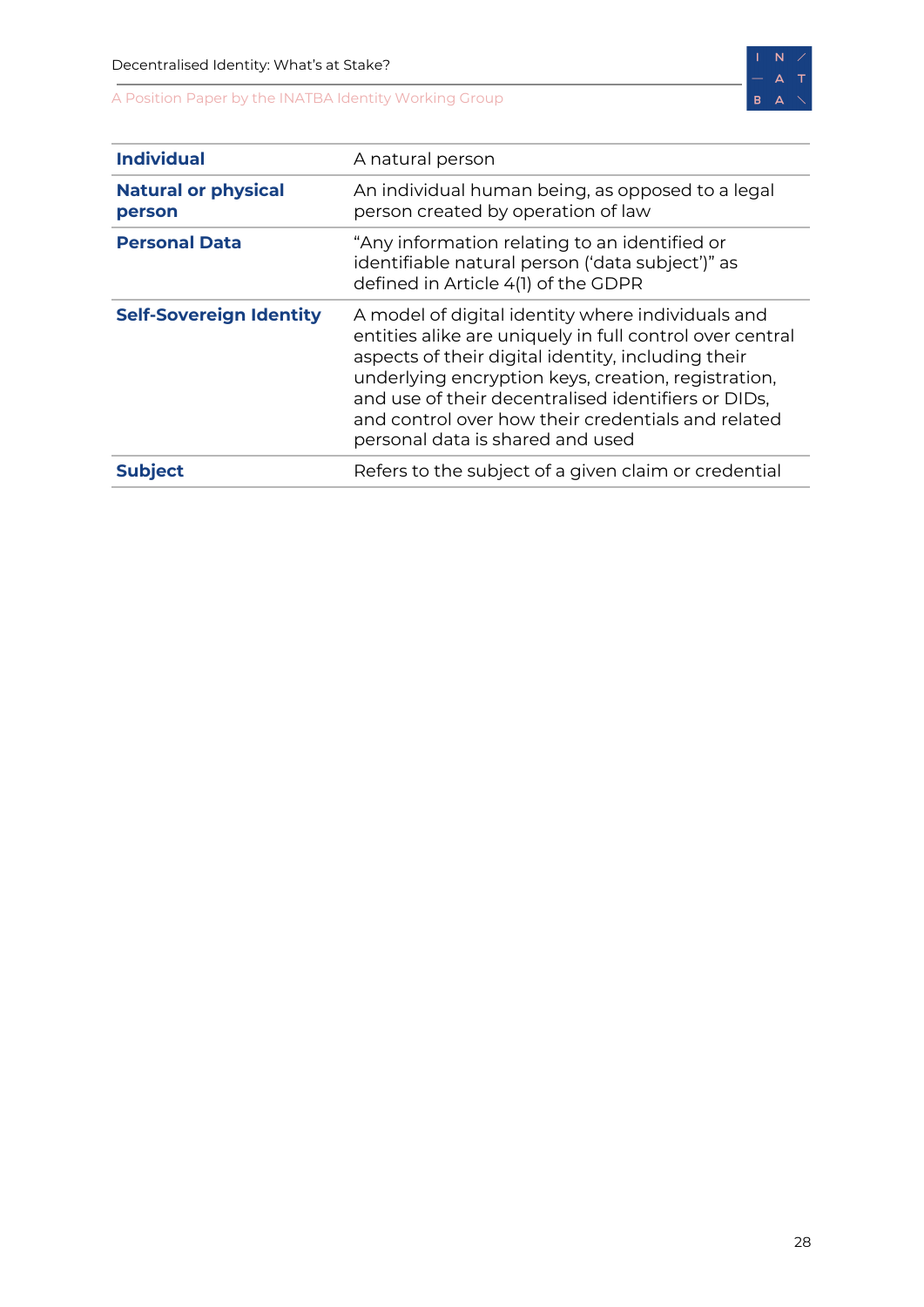| | |
|---|---|
| **Individual** | A natural person |
| **Natural or physical person** | An individual human being, as opposed to a legal person created by operation of law |
| **Personal Data** | “Any information relating to an identified or identifiable natural person (‘data subject’)” as defined in Article 4(1) of the GDPR |
| **Self-Sovereign Identity** | A model of digital identity where individuals and entities alike are uniquely in full control over central aspects of their digital identity, including their underlying encryption keys, creation, registration, and use of their decentralised identifiers or DIDs, and control over how their credentials and related personal data is shared and used |
| **Subject** | Refers to the subject of a given claim or credential |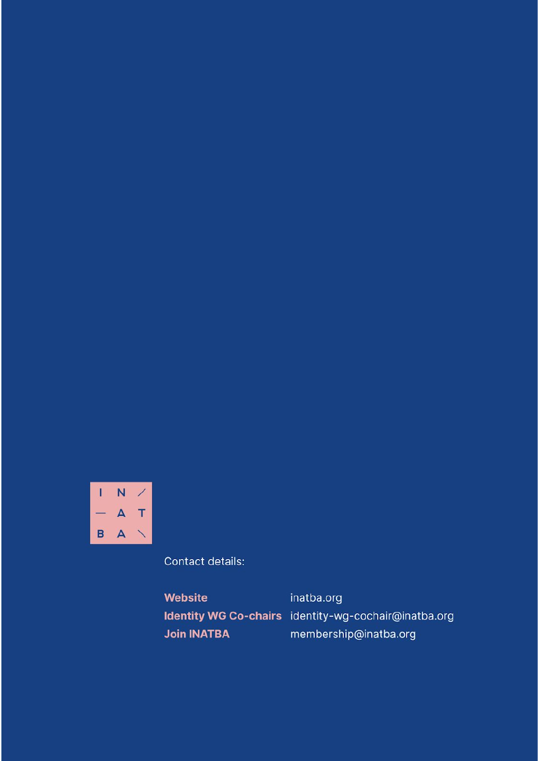I N /
— A T
B A \

Contact details:

| | |
|---|---|
| **Website** | inatba.org |
| **Identity WG Co-chairs** | identity-wg-cochair@inatba.org |
| **Join INATBA** | membership@inatba.org |